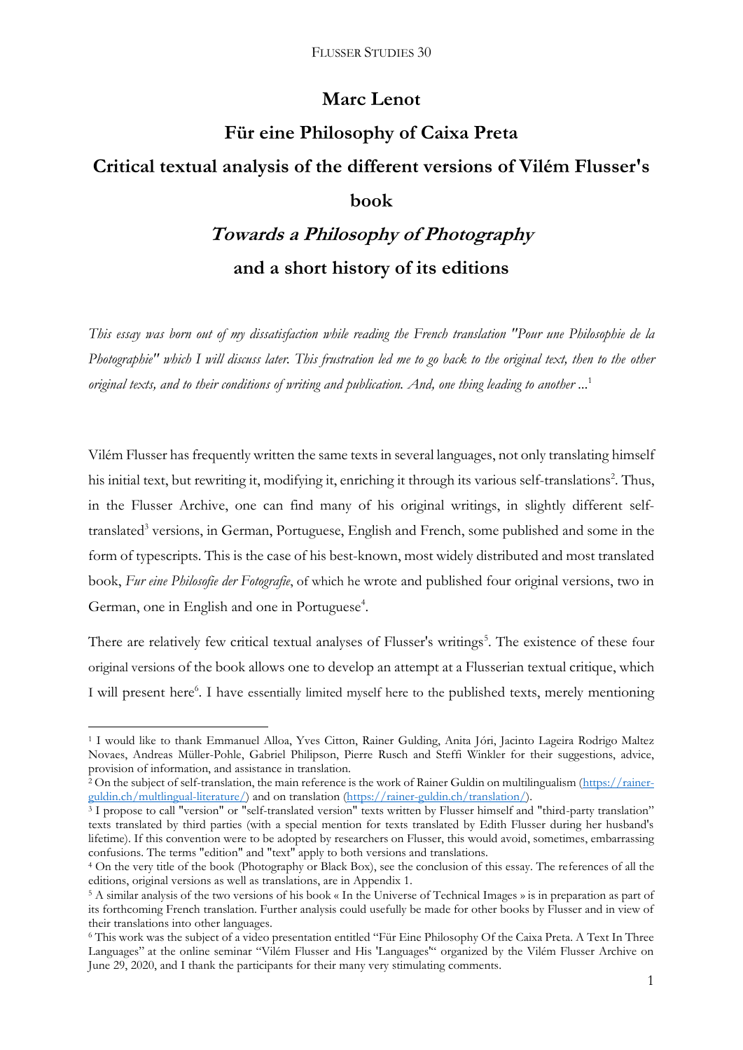# Marc Lenot

## Für eine Philosophy of Caixa Preta

## Critical textual analysis of the different versions of Vilém Flusser's book

## *Towards a Philosophy of Photography*

## and a short history of its editions

*This essay was born out of my dissatisfaction while reading the French translation "Pour une Philosophie de la Photographie" which I will discuss later. This frustration led me to go back to the original text, then to the other original texts, and to their conditions of writing and publication. And, one thing leading to another ...*[1]

Vilém Flusser has frequently written the same texts in several languages, not only translating himself his initial text, but rewriting it, modifying it, enriching it through its various self-translations[2]. Thus, in the Flusser Archive, one can find many of his original writings, in slightly different self-translated[3] versions, in German, Portuguese, English and French, some published and some in the form of typescripts. This is the case of his best-known, most widely distributed and most translated book, *Fur eine Philosofie der Fotografie*, of which he wrote and published four original versions, two in German, one in English and one in Portuguese[4].

There are relatively few critical textual analyses of Flusser's writings[5]. The existence of these four original versions of the book allows one to develop an attempt at a Flusserian textual critique, which I will present here[6]. I have essentially limited myself here to the published texts, merely mentioning

---

[1] I would like to thank Emmanuel Alloa, Yves Citton, Rainer Gulding, Anita Jóri, Jacinto Lageira Rodrigo Maltez Novaes, Andreas Müller-Pohle, Gabriel Philipson, Pierre Rusch and Steffi Winkler for their suggestions, advice, provision of information, and assistance in translation.

[2] On the subject of self-translation, the main reference is the work of Rainer Guldin on multilingualism (https://rainer-guldin.ch/multlingual-literature/) and on translation (https://rainer-guldin.ch/translation/).

[3] I propose to call "version" or "self-translated version" texts written by Flusser himself and "third-party translation" texts translated by third parties (with a special mention for texts translated by Edith Flusser during her husband's lifetime). If this convention were to be adopted by researchers on Flusser, this would avoid, sometimes, embarrassing confusions. The terms "edition" and "text" apply to both versions and translations.

[4] On the very title of the book (Photography or Black Box), see the conclusion of this essay. The references of all the editions, original versions as well as translations, are in Appendix 1.

[5] A similar analysis of the two versions of his book « In the Universe of Technical Images » is in preparation as part of its forthcoming French translation. Further analysis could usefully be made for other books by Flusser and in view of their translations into other languages.

[6] This work was the subject of a video presentation entitled "Für Eine Philosophy Of the Caixa Preta. A Text In Three Languages" at the online seminar "Vilém Flusser and His 'Languages'" organized by the Vilém Flusser Archive on June 29, 2020, and I thank the participants for their many very stimulating comments.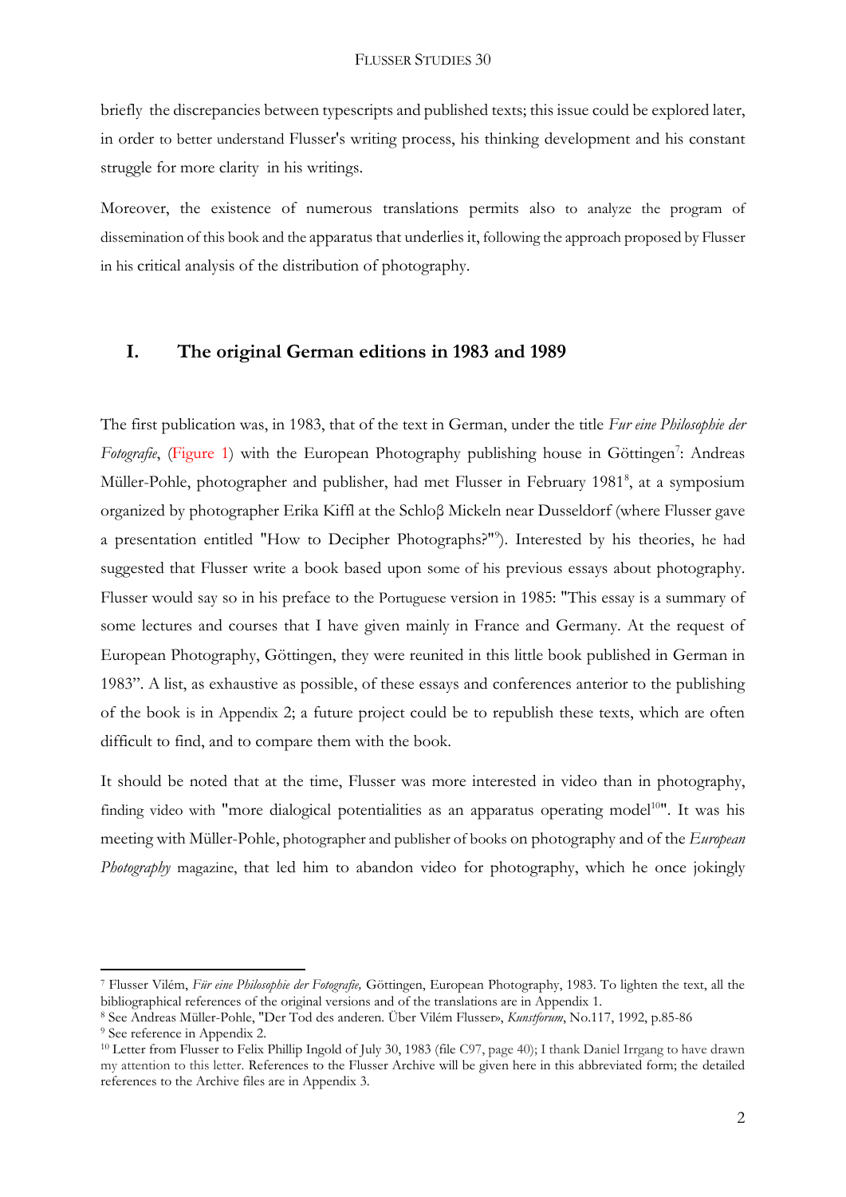briefly the discrepancies between typescripts and published texts; this issue could be explored later, in order to better understand Flusser's writing process, his thinking development and his constant struggle for more clarity in his writings.

Moreover, the existence of numerous translations permits also to analyze the program of dissemination of this book and the apparatus that underlies it, following the approach proposed by Flusser in his critical analysis of the distribution of photography.

## I. The original German editions in 1983 and 1989

The first publication was, in 1983, that of the text in German, under the title *Fur eine Philosophie der Fotografie*, (Figure 1) with the European Photography publishing house in Göttingen[7]: Andreas Müller-Pohle, photographer and publisher, had met Flusser in February 1981[8], at a symposium organized by photographer Erika Kiffl at the Schloβ Mickeln near Dusseldorf (where Flusser gave a presentation entitled "How to Decipher Photographs?"[9]). Interested by his theories, he had suggested that Flusser write a book based upon some of his previous essays about photography. Flusser would say so in his preface to the Portuguese version in 1985: "This essay is a summary of some lectures and courses that I have given mainly in France and Germany. At the request of European Photography, Göttingen, they were reunited in this little book published in German in 1983". A list, as exhaustive as possible, of these essays and conferences anterior to the publishing of the book is in Appendix 2; a future project could be to republish these texts, which are often difficult to find, and to compare them with the book.

It should be noted that at the time, Flusser was more interested in video than in photography, finding video with "more dialogical potentialities as an apparatus operating model[10]". It was his meeting with Müller-Pohle, photographer and publisher of books on photography and of the *European Photography* magazine, that led him to abandon video for photography, which he once jokingly

---

[7] Flusser Vilém, *Für eine Philosophie der Fotografie,* Göttingen, European Photography, 1983. To lighten the text, all the bibliographical references of the original versions and of the translations are in Appendix 1.

[8] See Andreas Müller-Pohle, "Der Tod des anderen. Über Vilém Flusser», *Kunstforum*, No.117, 1992, p.85-86

[9] See reference in Appendix 2.

[10] Letter from Flusser to Felix Phillip Ingold of July 30, 1983 (file C97, page 40); I thank Daniel Irrgang to have drawn my attention to this letter. References to the Flusser Archive will be given here in this abbreviated form; the detailed references to the Archive files are in Appendix 3.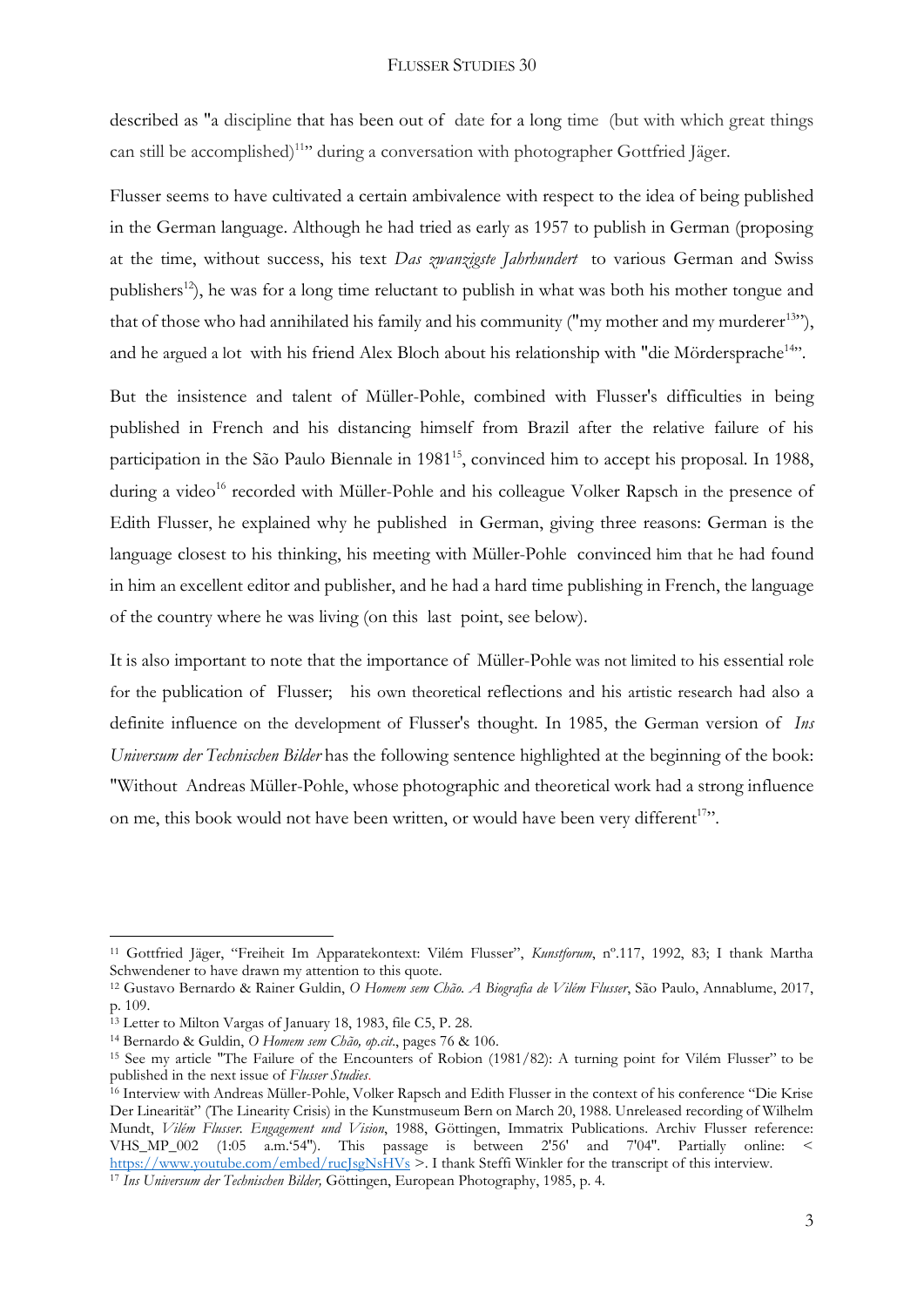described as "a discipline that has been out of date for a long time (but with which great things can still be accomplished)[11]" during a conversation with photographer Gottfried Jäger.

Flusser seems to have cultivated a certain ambivalence with respect to the idea of being published in the German language. Although he had tried as early as 1957 to publish in German (proposing at the time, without success, his text *Das zwanzigste Jahrhundert* to various German and Swiss publishers[12]), he was for a long time reluctant to publish in what was both his mother tongue and that of those who had annihilated his family and his community ("my mother and my murderer[13]"), and he argued a lot with his friend Alex Bloch about his relationship with "die Mördersprache[14]".

But the insistence and talent of Müller-Pohle, combined with Flusser's difficulties in being published in French and his distancing himself from Brazil after the relative failure of his participation in the São Paulo Biennale in 1981[15], convinced him to accept his proposal. In 1988, during a video[16] recorded with Müller-Pohle and his colleague Volker Rapsch in the presence of Edith Flusser, he explained why he published in German, giving three reasons: German is the language closest to his thinking, his meeting with Müller-Pohle convinced him that he had found in him an excellent editor and publisher, and he had a hard time publishing in French, the language of the country where he was living (on this last point, see below).

It is also important to note that the importance of Müller-Pohle was not limited to his essential role for the publication of Flusser; his own theoretical reflections and his artistic research had also a definite influence on the development of Flusser's thought. In 1985, the German version of *Ins Universum der Technischen Bilder* has the following sentence highlighted at the beginning of the book: "Without Andreas Müller-Pohle, whose photographic and theoretical work had a strong influence on me, this book would not have been written, or would have been very different[17]".

---

[11] Gottfried Jäger, "Freiheit Im Apparatekontext: Vilém Flusser", *Kunstforum*, nº.117, 1992, 83; I thank Martha Schwendener to have drawn my attention to this quote.

[12] Gustavo Bernardo & Rainer Guldin, *O Homem sem Chão. A Biografia de Vilém Flusser*, São Paulo, Annablume, 2017, p. 109.

[13] Letter to Milton Vargas of January 18, 1983, file C5, P. 28.

[14] Bernardo & Guldin, *O Homem sem Chão, op.cit.*, pages 76 & 106.

[15] See my article "The Failure of the Encounters of Robion (1981/82): A turning point for Vilém Flusser" to be published in the next issue of *Flusser Studies*.

[16] Interview with Andreas Müller-Pohle, Volker Rapsch and Edith Flusser in the context of his conference "Die Krise Der Linearität" (The Linearity Crisis) in the Kunstmuseum Bern on March 20, 1988. Unreleased recording of Wilhelm Mundt, *Vilém Flusser. Engagement und Vision*, 1988, Göttingen, Immatrix Publications. Archiv Flusser reference: VHS_MP_002 (1:05 a.m.'54"). This passage is between 2'56' and 7'04". Partially online: < https://www.youtube.com/embed/rucJsgNsHVs >. I thank Steffi Winkler for the transcript of this interview.

[17] *Ins Universum der Technischen Bilder,* Göttingen, European Photography, 1985, p. 4.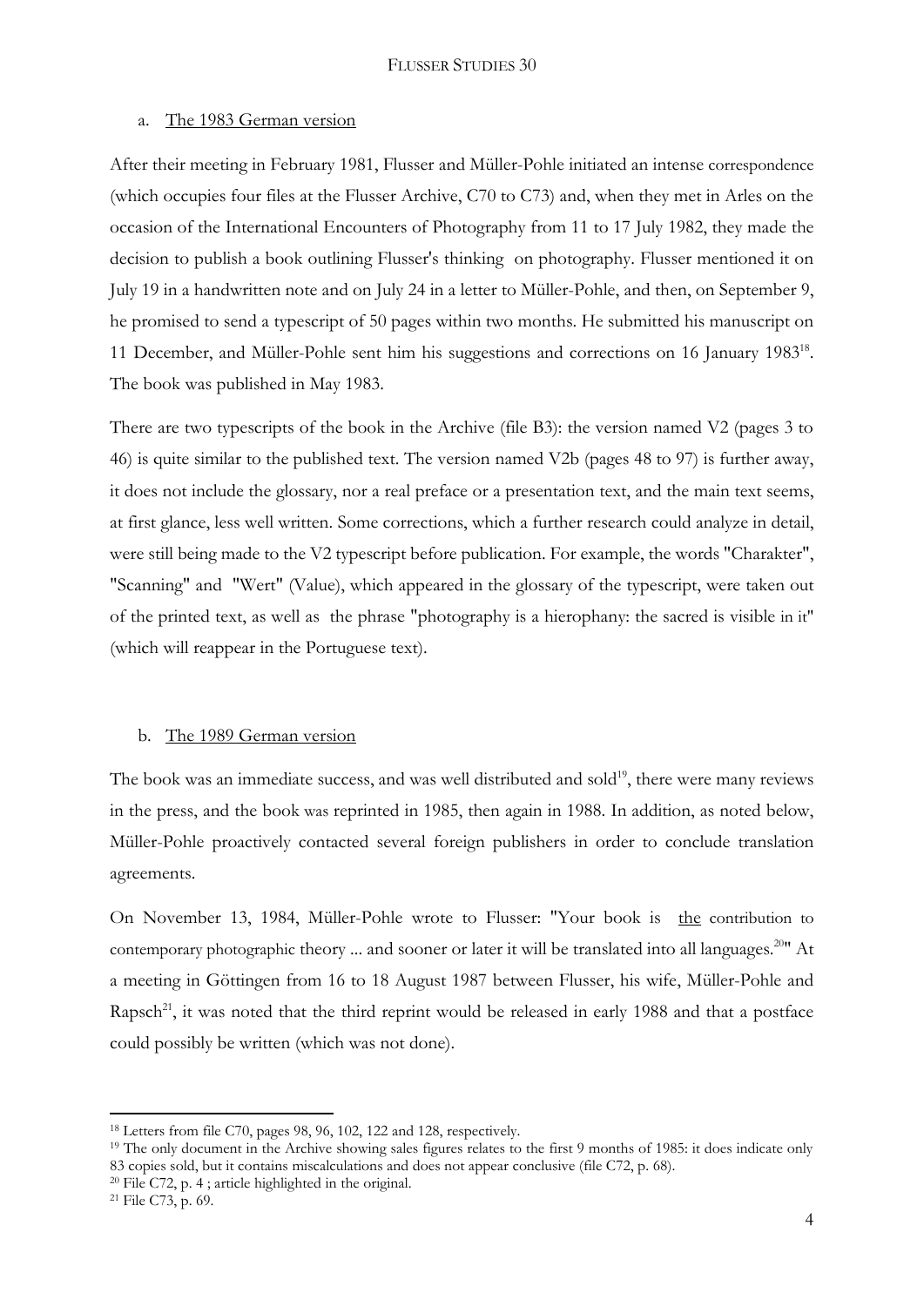### a. The 1983 German version

After their meeting in February 1981, Flusser and Müller-Pohle initiated an intense correspondence (which occupies four files at the Flusser Archive, C70 to C73) and, when they met in Arles on the occasion of the International Encounters of Photography from 11 to 17 July 1982, they made the decision to publish a book outlining Flusser's thinking on photography. Flusser mentioned it on July 19 in a handwritten note and on July 24 in a letter to Müller-Pohle, and then, on September 9, he promised to send a typescript of 50 pages within two months. He submitted his manuscript on 11 December, and Müller-Pohle sent him his suggestions and corrections on 16 January 1983[18]. The book was published in May 1983.

There are two typescripts of the book in the Archive (file B3): the version named V2 (pages 3 to 46) is quite similar to the published text. The version named V2b (pages 48 to 97) is further away, it does not include the glossary, nor a real preface or a presentation text, and the main text seems, at first glance, less well written. Some corrections, which a further research could analyze in detail, were still being made to the V2 typescript before publication. For example, the words "Charakter", "Scanning" and "Wert" (Value), which appeared in the glossary of the typescript, were taken out of the printed text, as well as the phrase "photography is a hierophany: the sacred is visible in it" (which will reappear in the Portuguese text).

### b. The 1989 German version

The book was an immediate success, and was well distributed and sold[19], there were many reviews in the press, and the book was reprinted in 1985, then again in 1988. In addition, as noted below, Müller-Pohle proactively contacted several foreign publishers in order to conclude translation agreements.

On November 13, 1984, Müller-Pohle wrote to Flusser: "Your book is <u>the</u> contribution to contemporary photographic theory ... and sooner or later it will be translated into all languages.[20]" At a meeting in Göttingen from 16 to 18 August 1987 between Flusser, his wife, Müller-Pohle and Rapsch[21], it was noted that the third reprint would be released in early 1988 and that a postface could possibly be written (which was not done).

---

[18] Letters from file C70, pages 98, 96, 102, 122 and 128, respectively.

[19] The only document in the Archive showing sales figures relates to the first 9 months of 1985: it does indicate only 83 copies sold, but it contains miscalculations and does not appear conclusive (file C72, p. 68).

[20] File C72, p. 4 ; article highlighted in the original.

[21] File C73, p. 69.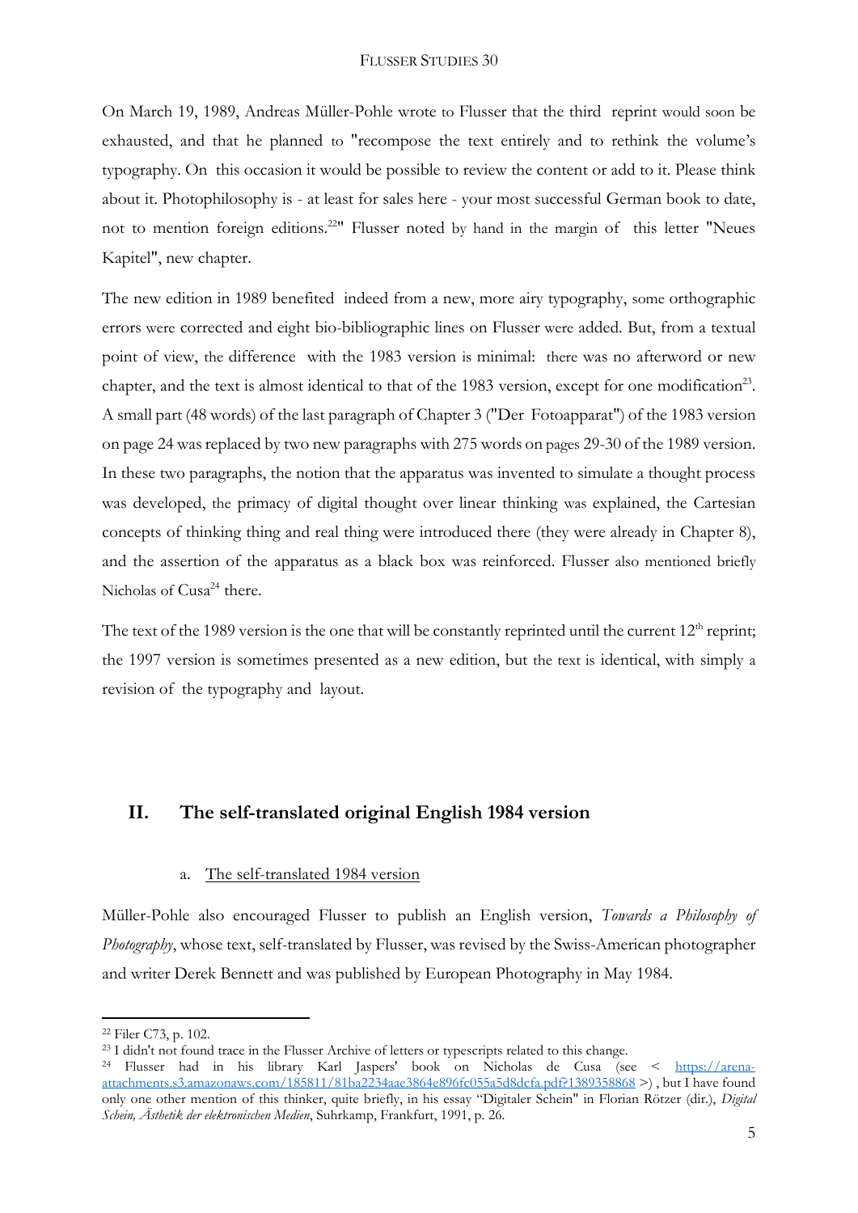On March 19, 1989, Andreas Müller-Pohle wrote to Flusser that the third reprint would soon be exhausted, and that he planned to "recompose the text entirely and to rethink the volume's typography. On this occasion it would be possible to review the content or add to it. Please think about it. Photophilosophy is - at least for sales here - your most successful German book to date, not to mention foreign editions.[22]" Flusser noted by hand in the margin of this letter "Neues Kapitel", new chapter.

The new edition in 1989 benefited indeed from a new, more airy typography, some orthographic errors were corrected and eight bio-bibliographic lines on Flusser were added. But, from a textual point of view, the difference with the 1983 version is minimal: there was no afterword or new chapter, and the text is almost identical to that of the 1983 version, except for one modification[23]. A small part (48 words) of the last paragraph of Chapter 3 ("Der Fotoapparat") of the 1983 version on page 24 was replaced by two new paragraphs with 275 words on pages 29-30 of the 1989 version. In these two paragraphs, the notion that the apparatus was invented to simulate a thought process was developed, the primacy of digital thought over linear thinking was explained, the Cartesian concepts of thinking thing and real thing were introduced there (they were already in Chapter 8), and the assertion of the apparatus as a black box was reinforced. Flusser also mentioned briefly Nicholas of Cusa[24] there.

The text of the 1989 version is the one that will be constantly reprinted until the current 12th reprint; the 1997 version is sometimes presented as a new edition, but the text is identical, with simply a revision of the typography and layout.

## II. The self-translated original English 1984 version

### a. The self-translated 1984 version

Müller-Pohle also encouraged Flusser to publish an English version, *Towards a Philosophy of Photography*, whose text, self-translated by Flusser, was revised by the Swiss-American photographer and writer Derek Bennett and was published by European Photography in May 1984.

---

[22] Filer C73, p. 102.

[23] I didn't not found trace in the Flusser Archive of letters or typescripts related to this change.

[24] Flusser had in his library Karl Jaspers' book on Nicholas de Cusa (see < https://arena-attachments.s3.amazonaws.com/185811/81ba2234aae3864e896fc055a5d8dcfa.pdf?1389358868 >) , but I have found only one other mention of this thinker, quite briefly, in his essay "Digitaler Schein" in Florian Rötzer (dir.), *Digital Schein, Ästhetik der elektronischen Medien*, Suhrkamp, Frankfurt, 1991, p. 26.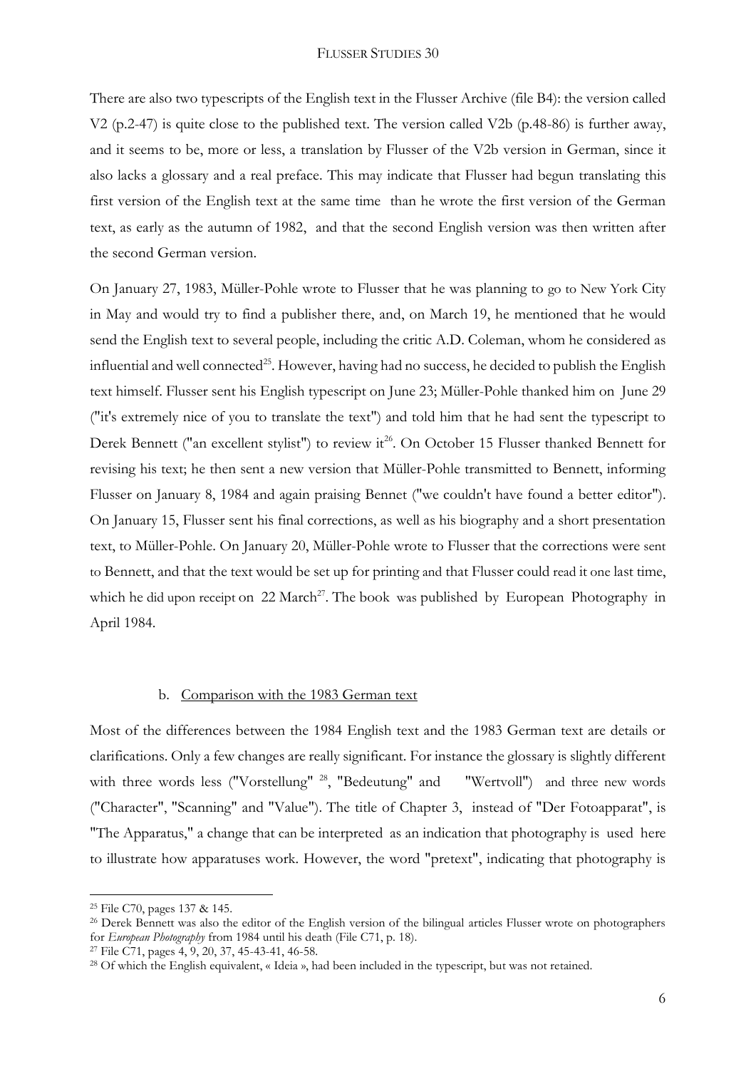There are also two typescripts of the English text in the Flusser Archive (file B4): the version called V2 (p.2-47) is quite close to the published text. The version called V2b (p.48-86) is further away, and it seems to be, more or less, a translation by Flusser of the V2b version in German, since it also lacks a glossary and a real preface. This may indicate that Flusser had begun translating this first version of the English text at the same time than he wrote the first version of the German text, as early as the autumn of 1982, and that the second English version was then written after the second German version.

On January 27, 1983, Müller-Pohle wrote to Flusser that he was planning to go to New York City in May and would try to find a publisher there, and, on March 19, he mentioned that he would send the English text to several people, including the critic A.D. Coleman, whom he considered as influential and well connected[25]. However, having had no success, he decided to publish the English text himself. Flusser sent his English typescript on June 23; Müller-Pohle thanked him on June 29 ("it's extremely nice of you to translate the text") and told him that he had sent the typescript to Derek Bennett ("an excellent stylist") to review it[26]. On October 15 Flusser thanked Bennett for revising his text; he then sent a new version that Müller-Pohle transmitted to Bennett, informing Flusser on January 8, 1984 and again praising Bennet ("we couldn't have found a better editor"). On January 15, Flusser sent his final corrections, as well as his biography and a short presentation text, to Müller-Pohle. On January 20, Müller-Pohle wrote to Flusser that the corrections were sent to Bennett, and that the text would be set up for printing and that Flusser could read it one last time, which he did upon receipt on 22 March[27]. The book was published by European Photography in April 1984.

### b. Comparison with the 1983 German text

Most of the differences between the 1984 English text and the 1983 German text are details or clarifications. Only a few changes are really significant. For instance the glossary is slightly different with three words less ("Vorstellung" [28], "Bedeutung" and "Wertvoll") and three new words ("Character", "Scanning" and "Value"). The title of Chapter 3, instead of "Der Fotoapparat", is "The Apparatus," a change that can be interpreted as an indication that photography is used here to illustrate how apparatuses work. However, the word "pretext", indicating that photography is

---

[25] File C70, pages 137 & 145.

[26] Derek Bennett was also the editor of the English version of the bilingual articles Flusser wrote on photographers for *European Photography* from 1984 until his death (File C71, p. 18).

[27] File C71, pages 4, 9, 20, 37, 45-43-41, 46-58.

[28] Of which the English equivalent, « Ideia », had been included in the typescript, but was not retained.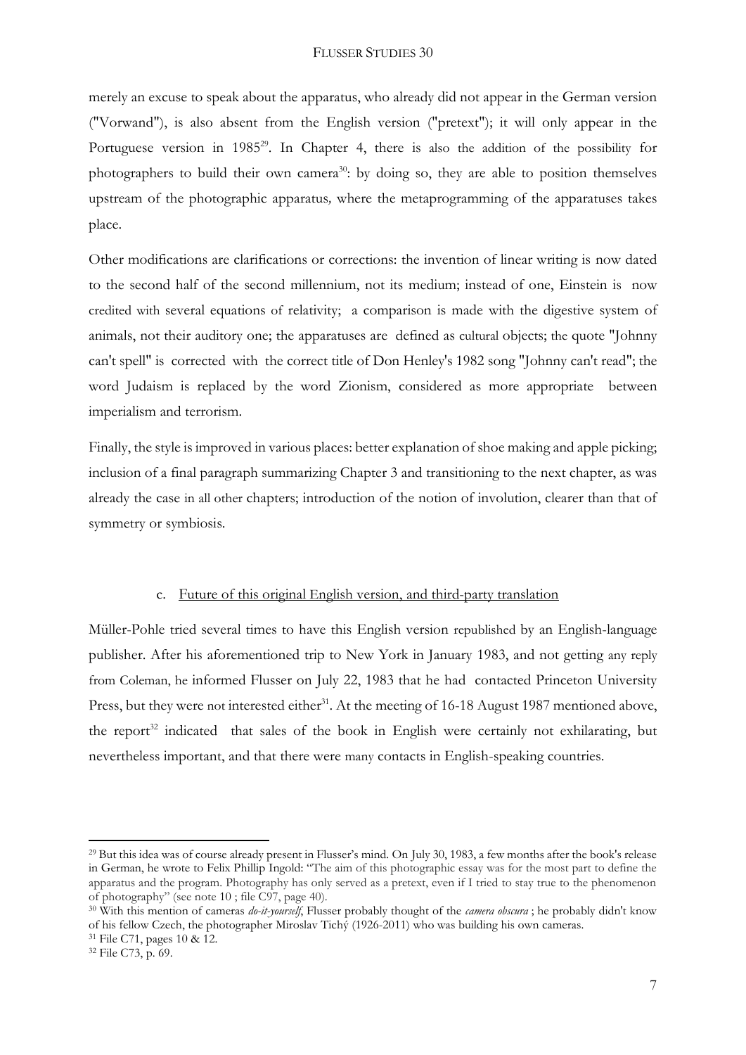merely an excuse to speak about the apparatus, who already did not appear in the German version ("Vorwand"), is also absent from the English version ("pretext"); it will only appear in the Portuguese version in 1985[29]. In Chapter 4, there is also the addition of the possibility for photographers to build their own camera[30]: by doing so, they are able to position themselves upstream of the photographic apparatus, where the metaprogramming of the apparatuses takes place.

Other modifications are clarifications or corrections: the invention of linear writing is now dated to the second half of the second millennium, not its medium; instead of one, Einstein is now credited with several equations of relativity; a comparison is made with the digestive system of animals, not their auditory one; the apparatuses are defined as cultural objects; the quote "Johnny can't spell" is corrected with the correct title of Don Henley's 1982 song "Johnny can't read"; the word Judaism is replaced by the word Zionism, considered as more appropriate between imperialism and terrorism.

Finally, the style is improved in various places: better explanation of shoe making and apple picking; inclusion of a final paragraph summarizing Chapter 3 and transitioning to the next chapter, as was already the case in all other chapters; introduction of the notion of involution, clearer than that of symmetry or symbiosis.

### c. Future of this original English version, and third-party translation

Müller-Pohle tried several times to have this English version republished by an English-language publisher. After his aforementioned trip to New York in January 1983, and not getting any reply from Coleman, he informed Flusser on July 22, 1983 that he had contacted Princeton University Press, but they were not interested either[31]. At the meeting of 16-18 August 1987 mentioned above, the report[32] indicated that sales of the book in English were certainly not exhilarating, but nevertheless important, and that there were many contacts in English-speaking countries.

---

[29] But this idea was of course already present in Flusser's mind. On July 30, 1983, a few months after the book's release in German, he wrote to Felix Phillip Ingold: "The aim of this photographic essay was for the most part to define the apparatus and the program. Photography has only served as a pretext, even if I tried to stay true to the phenomenon of photography" (see note 10 ; file C97, page 40).

[30] With this mention of cameras *do-it-yourself*, Flusser probably thought of the *camera obscura* ; he probably didn't know of his fellow Czech, the photographer Miroslav Tichý (1926-2011) who was building his own cameras.

[31] File C71, pages 10 & 12.

[32] File C73, p. 69.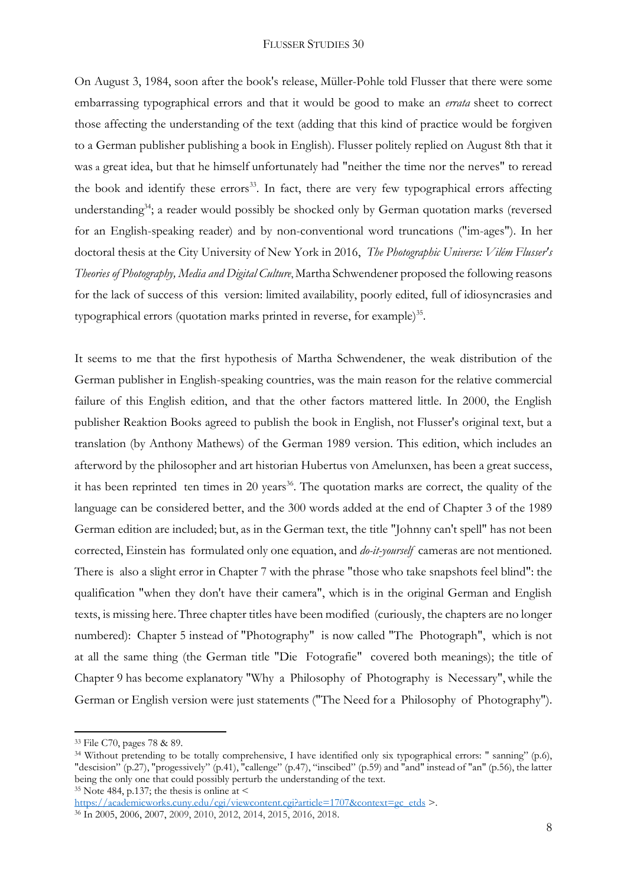On August 3, 1984, soon after the book's release, Müller-Pohle told Flusser that there were some embarrassing typographical errors and that it would be good to make an *errata* sheet to correct those affecting the understanding of the text (adding that this kind of practice would be forgiven to a German publisher publishing a book in English). Flusser politely replied on August 8th that it was a great idea, but that he himself unfortunately had "neither the time nor the nerves" to reread the book and identify these errors[33]. In fact, there are very few typographical errors affecting understanding[34]; a reader would possibly be shocked only by German quotation marks (reversed for an English-speaking reader) and by non-conventional word truncations ("im-ages"). In her doctoral thesis at the City University of New York in 2016, *The Photographic Universe: Vilém Flusser's Theories of Photography, Media and Digital Culture,* Martha Schwendener proposed the following reasons for the lack of success of this version: limited availability, poorly edited, full of idiosyncrasies and typographical errors (quotation marks printed in reverse, for example)[35].

It seems to me that the first hypothesis of Martha Schwendener, the weak distribution of the German publisher in English-speaking countries, was the main reason for the relative commercial failure of this English edition, and that the other factors mattered little. In 2000, the English publisher Reaktion Books agreed to publish the book in English, not Flusser's original text, but a translation (by Anthony Mathews) of the German 1989 version. This edition, which includes an afterword by the philosopher and art historian Hubertus von Amelunxen, has been a great success, it has been reprinted ten times in 20 years[36]. The quotation marks are correct, the quality of the language can be considered better, and the 300 words added at the end of Chapter 3 of the 1989 German edition are included; but, as in the German text, the title "Johnny can't spell" has not been corrected, Einstein has formulated only one equation, and *do-it-yourself* cameras are not mentioned. There is also a slight error in Chapter 7 with the phrase "those who take snapshots feel blind": the qualification "when they don't have their camera", which is in the original German and English texts, is missing here. Three chapter titles have been modified (curiously, the chapters are no longer numbered): Chapter 5 instead of "Photography" is now called "The Photograph", which is not at all the same thing (the German title "Die Fotografie" covered both meanings); the title of Chapter 9 has become explanatory "Why a Philosophy of Photography is Necessary", while the German or English version were just statements ("The Need for a Philosophy of Photography").

---

[33] File C70, pages 78 & 89.

[34] Without pretending to be totally comprehensive, I have identified only six typographical errors: " sanning" (p.6), "descision" (p.27), "progessively" (p.41), "callenge" (p.47), "inscibed" (p.59) and "and" instead of "an" (p.56), the latter being the only one that could possibly perturb the understanding of the text.

[35] Note 484, p.137; the thesis is online at < https://academicworks.cuny.edu/cgi/viewcontent.cgi?article=1707&context=gc_etds >.

[36] In 2005, 2006, 2007, 2009, 2010, 2012, 2014, 2015, 2016, 2018.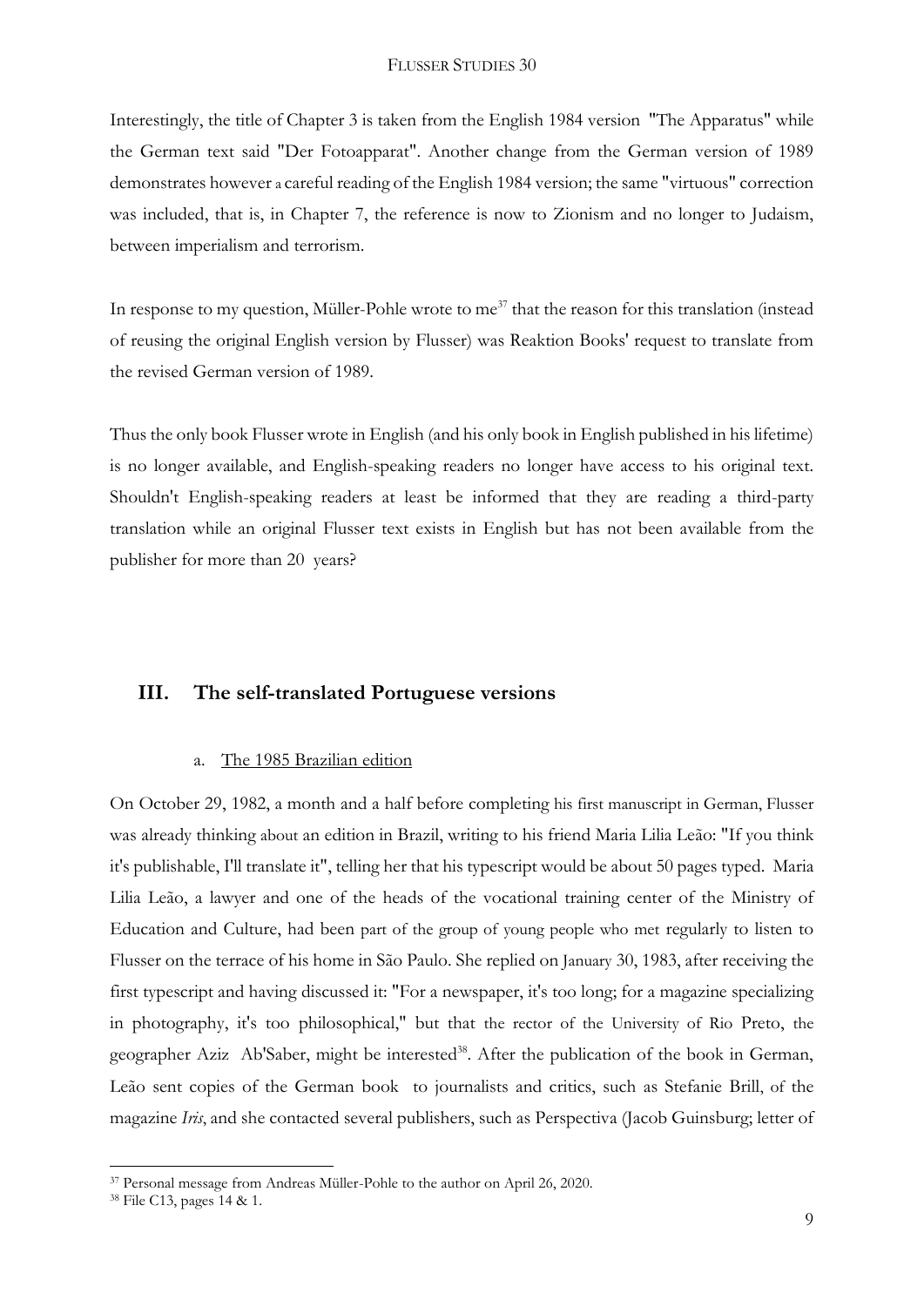Interestingly, the title of Chapter 3 is taken from the English 1984 version "The Apparatus" while the German text said "Der Fotoapparat". Another change from the German version of 1989 demonstrates however a careful reading of the English 1984 version; the same "virtuous" correction was included, that is, in Chapter 7, the reference is now to Zionism and no longer to Judaism, between imperialism and terrorism.

In response to my question, Müller-Pohle wrote to me[37] that the reason for this translation (instead of reusing the original English version by Flusser) was Reaktion Books' request to translate from the revised German version of 1989.

Thus the only book Flusser wrote in English (and his only book in English published in his lifetime) is no longer available, and English-speaking readers no longer have access to his original text. Shouldn't English-speaking readers at least be informed that they are reading a third-party translation while an original Flusser text exists in English but has not been available from the publisher for more than 20 years?

## III. The self-translated Portuguese versions

### a. The 1985 Brazilian edition

On October 29, 1982, a month and a half before completing his first manuscript in German, Flusser was already thinking about an edition in Brazil, writing to his friend Maria Lilia Leão: "If you think it's publishable, I'll translate it", telling her that his typescript would be about 50 pages typed. Maria Lilia Leão, a lawyer and one of the heads of the vocational training center of the Ministry of Education and Culture, had been part of the group of young people who met regularly to listen to Flusser on the terrace of his home in São Paulo. She replied on January 30, 1983, after receiving the first typescript and having discussed it: "For a newspaper, it's too long; for a magazine specializing in photography, it's too philosophical," but that the rector of the University of Rio Preto, the geographer Aziz Ab'Saber, might be interested[38]. After the publication of the book in German, Leão sent copies of the German book to journalists and critics, such as Stefanie Brill, of the magazine *Iris*, and she contacted several publishers, such as Perspectiva (Jacob Guinsburg; letter of

---

[37] Personal message from Andreas Müller-Pohle to the author on April 26, 2020.

[38] File C13, pages 14 & 1.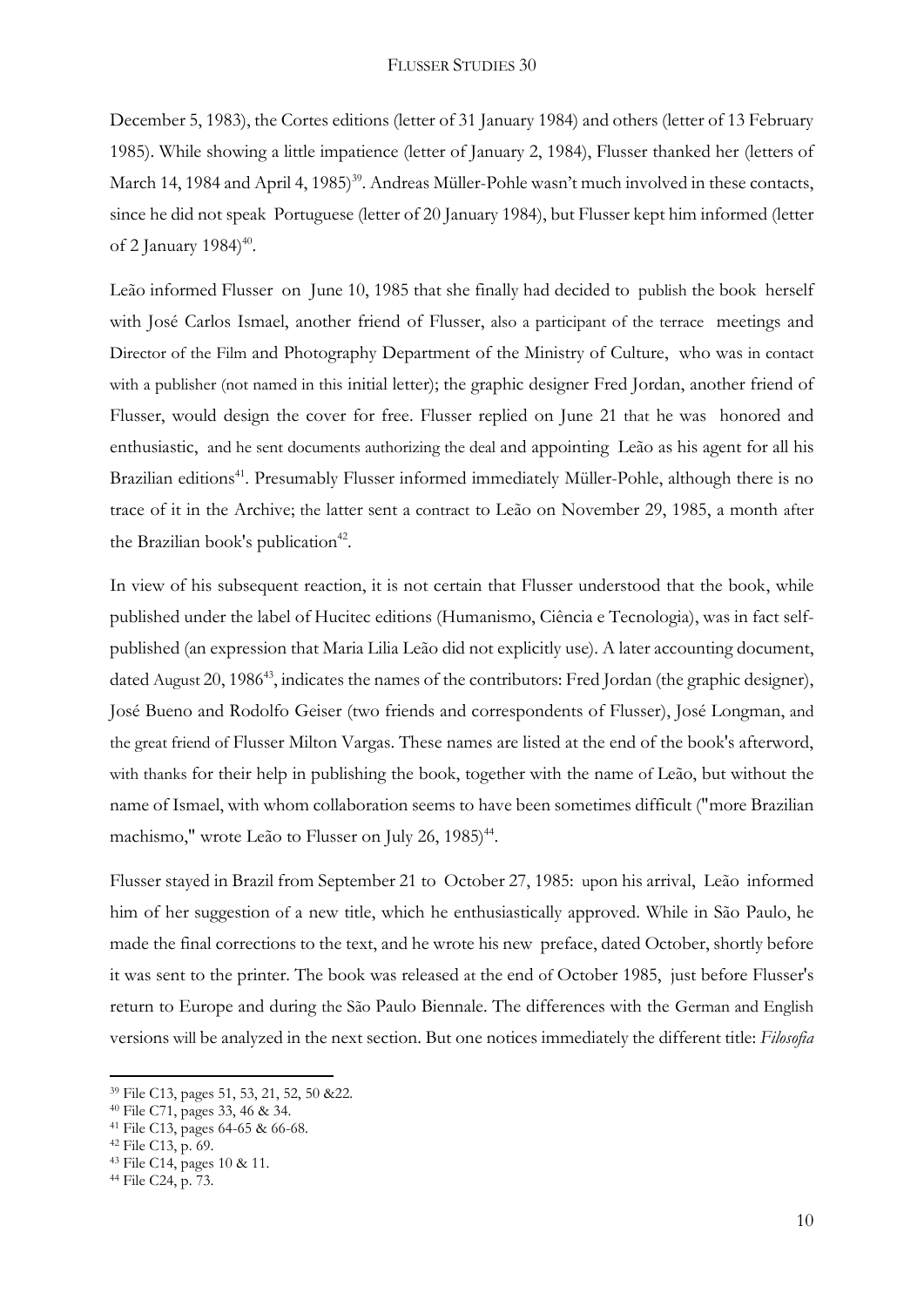December 5, 1983), the Cortes editions (letter of 31 January 1984) and others (letter of 13 February 1985). While showing a little impatience (letter of January 2, 1984), Flusser thanked her (letters of March 14, 1984 and April 4, 1985)[39]. Andreas Müller-Pohle wasn't much involved in these contacts, since he did not speak Portuguese (letter of 20 January 1984), but Flusser kept him informed (letter of 2 January 1984)[40].

Leão informed Flusser on June 10, 1985 that she finally had decided to publish the book herself with José Carlos Ismael, another friend of Flusser, also a participant of the terrace meetings and Director of the Film and Photography Department of the Ministry of Culture, who was in contact with a publisher (not named in this initial letter); the graphic designer Fred Jordan, another friend of Flusser, would design the cover for free. Flusser replied on June 21 that he was honored and enthusiastic, and he sent documents authorizing the deal and appointing Leão as his agent for all his Brazilian editions[41]. Presumably Flusser informed immediately Müller-Pohle, although there is no trace of it in the Archive; the latter sent a contract to Leão on November 29, 1985, a month after the Brazilian book's publication[42].

In view of his subsequent reaction, it is not certain that Flusser understood that the book, while published under the label of Hucitec editions (Humanismo, Ciência e Tecnologia), was in fact self-published (an expression that Maria Lilia Leão did not explicitly use). A later accounting document, dated August 20, 1986[43], indicates the names of the contributors: Fred Jordan (the graphic designer), José Bueno and Rodolfo Geiser (two friends and correspondents of Flusser), José Longman, and the great friend of Flusser Milton Vargas. These names are listed at the end of the book's afterword, with thanks for their help in publishing the book, together with the name of Leão, but without the name of Ismael, with whom collaboration seems to have been sometimes difficult ("more Brazilian machismo," wrote Leão to Flusser on July 26, 1985)[44].

Flusser stayed in Brazil from September 21 to October 27, 1985: upon his arrival, Leão informed him of her suggestion of a new title, which he enthusiastically approved. While in São Paulo, he made the final corrections to the text, and he wrote his new preface, dated October, shortly before it was sent to the printer. The book was released at the end of October 1985, just before Flusser's return to Europe and during the São Paulo Biennale. The differences with the German and English versions will be analyzed in the next section. But one notices immediately the different title: *Filosofia*

---

[39] File C13, pages 51, 53, 21, 52, 50 &22.

[40] File C71, pages 33, 46 & 34.

[41] File C13, pages 64-65 & 66-68.

[42] File C13, p. 69.

[43] File C14, pages 10 & 11.

[44] File C24, p. 73.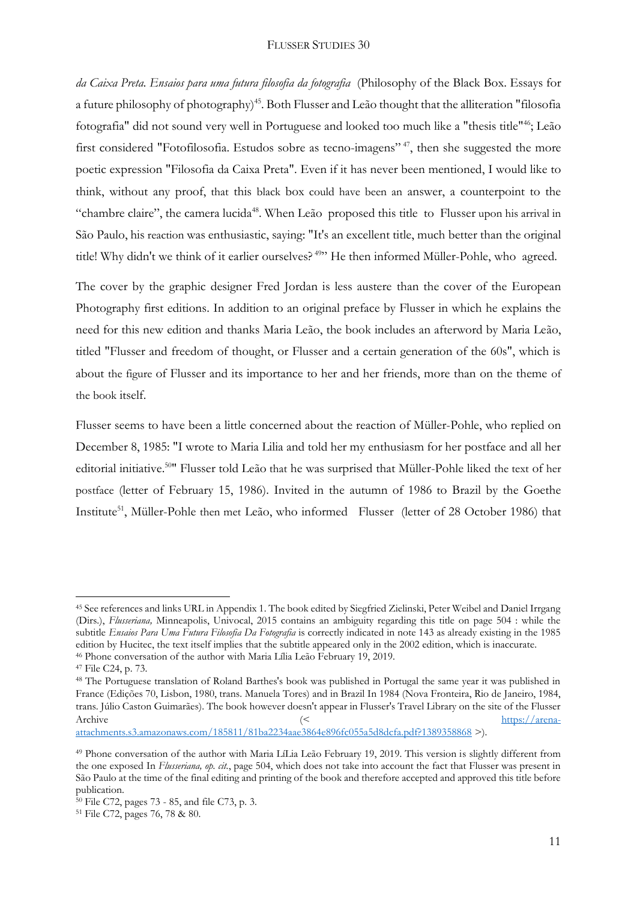*da Caixa Preta. Ensaios para uma futura filosofia da fotografia* (Philosophy of the Black Box. Essays for a future philosophy of photography)[45]. Both Flusser and Leão thought that the alliteration "filosofia fotografia" did not sound very well in Portuguese and looked too much like a "thesis title"[46]; Leão first considered "Fotofilosofia. Estudos sobre as tecno-imagens"[47], then she suggested the more poetic expression "Filosofia da Caixa Preta". Even if it has never been mentioned, I would like to think, without any proof, that this black box could have been an answer, a counterpoint to the "chambre claire", the camera lucida[48]. When Leão proposed this title to Flusser upon his arrival in São Paulo, his reaction was enthusiastic, saying: "It's an excellent title, much better than the original title! Why didn't we think of it earlier ourselves?[49]" He then informed Müller-Pohle, who agreed.

The cover by the graphic designer Fred Jordan is less austere than the cover of the European Photography first editions. In addition to an original preface by Flusser in which he explains the need for this new edition and thanks Maria Leão, the book includes an afterword by Maria Leão, titled "Flusser and freedom of thought, or Flusser and a certain generation of the 60s", which is about the figure of Flusser and its importance to her and her friends, more than on the theme of the book itself.

Flusser seems to have been a little concerned about the reaction of Müller-Pohle, who replied on December 8, 1985: "I wrote to Maria Lilia and told her my enthusiasm for her postface and all her editorial initiative.[50]" Flusser told Leão that he was surprised that Müller-Pohle liked the text of her postface (letter of February 15, 1986). Invited in the autumn of 1986 to Brazil by the Goethe Institute[51], Müller-Pohle then met Leão, who informed Flusser (letter of 28 October 1986) that

---

[45] See references and links URL in Appendix 1. The book edited by Siegfried Zielinski, Peter Weibel and Daniel Irrgang (Dirs.), *Flusseriana,* Minneapolis, Univocal, 2015 contains an ambiguity regarding this title on page 504 : while the subtitle *Ensaios Para Uma Futura Filosofia Da Fotografia* is correctly indicated in note 143 as already existing in the 1985 edition by Hucitec, the text itself implies that the subtitle appeared only in the 2002 edition, which is inaccurate.

[46] Phone conversation of the author with Maria Lília Leão February 19, 2019.

[47] File C24, p. 73.

[48] The Portuguese translation of Roland Barthes's book was published in Portugal the same year it was published in France (Edições 70, Lisbon, 1980, trans. Manuela Tores) and in Brazil In 1984 (Nova Fronteira, Rio de Janeiro, 1984, trans. Júlio Caston Guimarães). The book however doesn't appear in Flusser's Travel Library on the site of the Flusser Archive (< https://arena-attachments.s3.amazonaws.com/185811/81ba2234aae3864e896fc055a5d8dcfa.pdf?1389358868 >).

[49] Phone conversation of the author with Maria LíLia Leão February 19, 2019. This version is slightly different from the one exposed In *Flusseriana, op. cit.*, page 504, which does not take into account the fact that Flusser was present in São Paulo at the time of the final editing and printing of the book and therefore accepted and approved this title before publication.

[50] File C72, pages 73 - 85, and file C73, p. 3.

[51] File C72, pages 76, 78 & 80.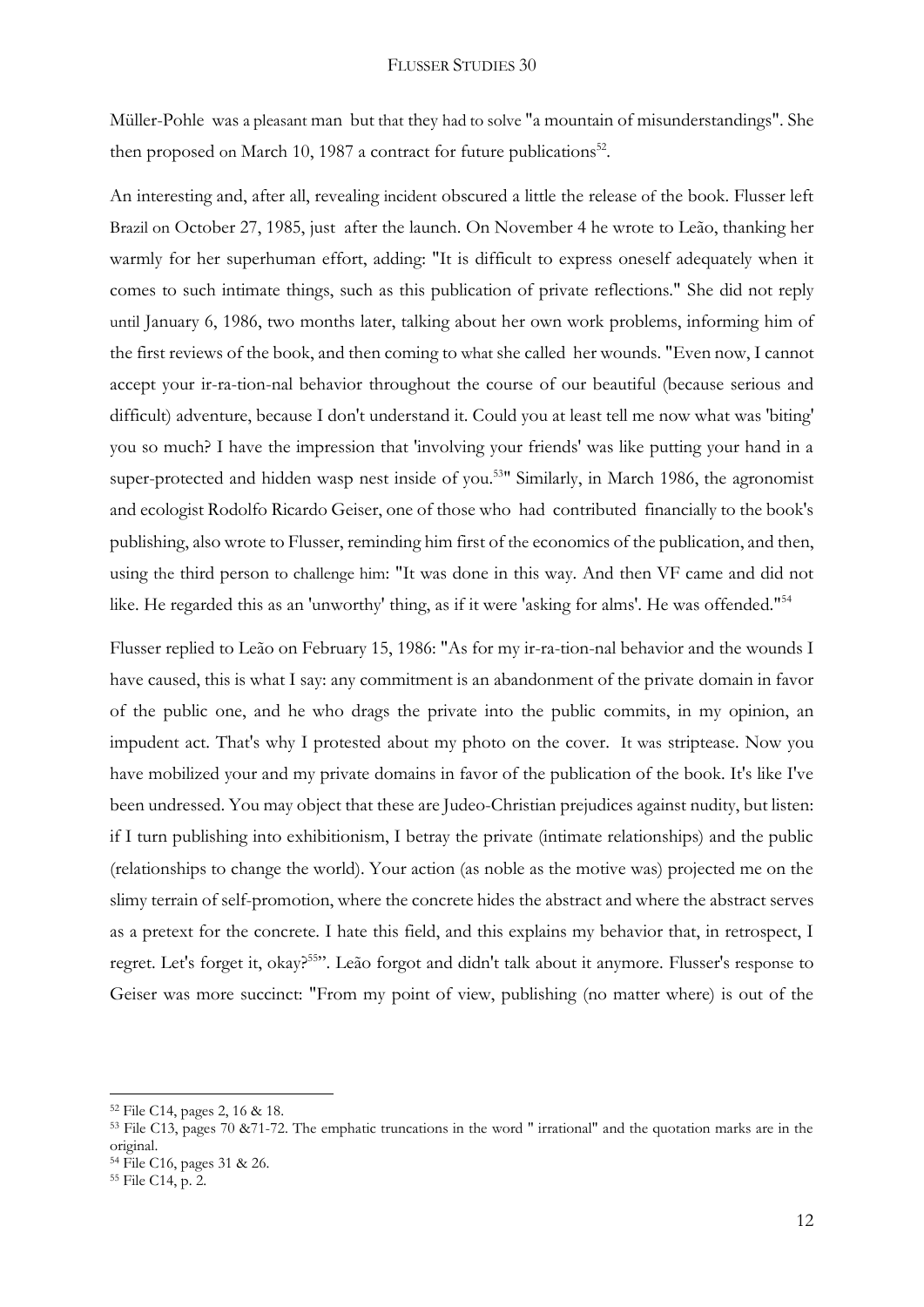Müller-Pohle was a pleasant man but that they had to solve "a mountain of misunderstandings". She then proposed on March 10, 1987 a contract for future publications[52].

An interesting and, after all, revealing incident obscured a little the release of the book. Flusser left Brazil on October 27, 1985, just after the launch. On November 4 he wrote to Leão, thanking her warmly for her superhuman effort, adding: "It is difficult to express oneself adequately when it comes to such intimate things, such as this publication of private reflections." She did not reply until January 6, 1986, two months later, talking about her own work problems, informing him of the first reviews of the book, and then coming to what she called her wounds. "Even now, I cannot accept your ir-ra-tion-nal behavior throughout the course of our beautiful (because serious and difficult) adventure, because I don't understand it. Could you at least tell me now what was 'biting' you so much? I have the impression that 'involving your friends' was like putting your hand in a super-protected and hidden wasp nest inside of you.[53]" Similarly, in March 1986, the agronomist and ecologist Rodolfo Ricardo Geiser, one of those who had contributed financially to the book's publishing, also wrote to Flusser, reminding him first of the economics of the publication, and then, using the third person to challenge him: "It was done in this way. And then VF came and did not like. He regarded this as an 'unworthy' thing, as if it were 'asking for alms'. He was offended."[54]

Flusser replied to Leão on February 15, 1986: "As for my ir-ra-tion-nal behavior and the wounds I have caused, this is what I say: any commitment is an abandonment of the private domain in favor of the public one, and he who drags the private into the public commits, in my opinion, an impudent act. That's why I protested about my photo on the cover. It was striptease. Now you have mobilized your and my private domains in favor of the publication of the book. It's like I've been undressed. You may object that these are Judeo-Christian prejudices against nudity, but listen: if I turn publishing into exhibitionism, I betray the private (intimate relationships) and the public (relationships to change the world). Your action (as noble as the motive was) projected me on the slimy terrain of self-promotion, where the concrete hides the abstract and where the abstract serves as a pretext for the concrete. I hate this field, and this explains my behavior that, in retrospect, I regret. Let's forget it, okay?[55]". Leão forgot and didn't talk about it anymore. Flusser's response to Geiser was more succinct: "From my point of view, publishing (no matter where) is out of the

---

[52] File C14, pages 2, 16 & 18.

[53] File C13, pages 70 &71-72. The emphatic truncations in the word " irrational" and the quotation marks are in the original.

[54] File C16, pages 31 & 26.

[55] File C14, p. 2.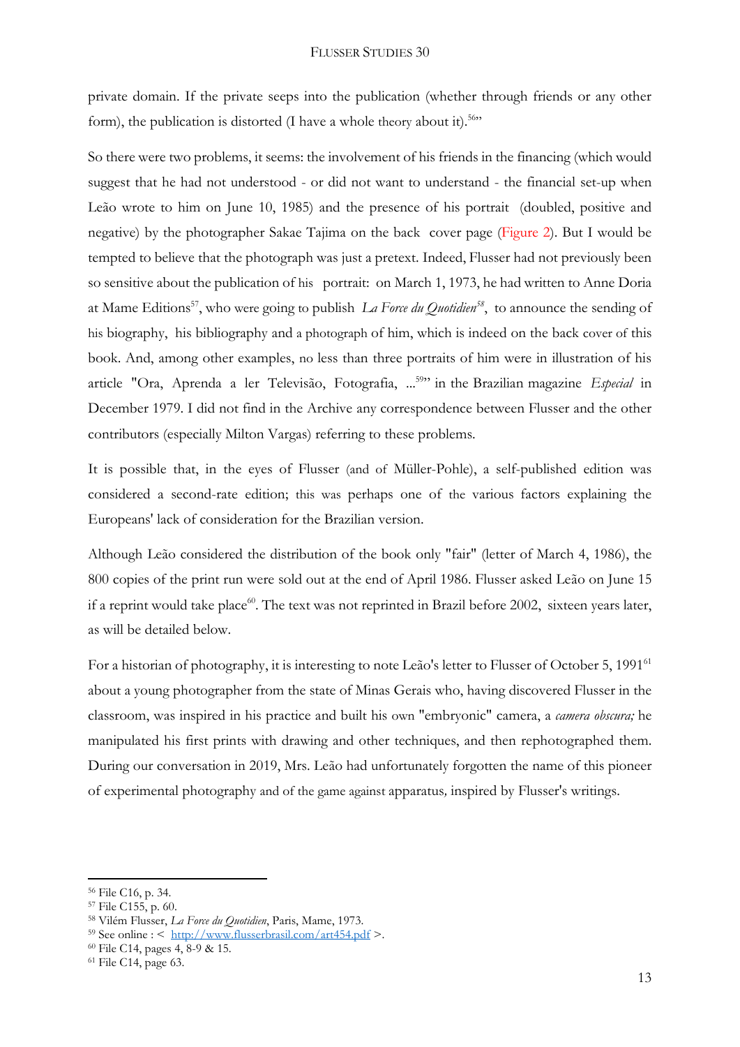private domain. If the private seeps into the publication (whether through friends or any other form), the publication is distorted (I have a whole theory about it).[56]"

So there were two problems, it seems: the involvement of his friends in the financing (which would suggest that he had not understood - or did not want to understand - the financial set-up when Leão wrote to him on June 10, 1985) and the presence of his portrait (doubled, positive and negative) by the photographer Sakae Tajima on the back cover page (Figure 2). But I would be tempted to believe that the photograph was just a pretext. Indeed, Flusser had not previously been so sensitive about the publication of his portrait: on March 1, 1973, he had written to Anne Doria at Mame Editions[57], who were going to publish *La Force du Quotidien*[58], to announce the sending of his biography, his bibliography and a photograph of him, which is indeed on the back cover of this book. And, among other examples, no less than three portraits of him were in illustration of his article "Ora, Aprenda a ler Televisão, Fotografia, ...[59]" in the Brazilian magazine *Especial* in December 1979. I did not find in the Archive any correspondence between Flusser and the other contributors (especially Milton Vargas) referring to these problems.

It is possible that, in the eyes of Flusser (and of Müller-Pohle), a self-published edition was considered a second-rate edition; this was perhaps one of the various factors explaining the Europeans' lack of consideration for the Brazilian version.

Although Leão considered the distribution of the book only "fair" (letter of March 4, 1986), the 800 copies of the print run were sold out at the end of April 1986. Flusser asked Leão on June 15 if a reprint would take place[60]. The text was not reprinted in Brazil before 2002, sixteen years later, as will be detailed below.

For a historian of photography, it is interesting to note Leão's letter to Flusser of October 5, 1991[61] about a young photographer from the state of Minas Gerais who, having discovered Flusser in the classroom, was inspired in his practice and built his own "embryonic" camera, a *camera obscura;* he manipulated his first prints with drawing and other techniques, and then rephotographed them. During our conversation in 2019, Mrs. Leão had unfortunately forgotten the name of this pioneer of experimental photography and of the game against apparatus, inspired by Flusser's writings.

---

[56] File C16, p. 34.
[57] File C155, p. 60.
[58] Vilém Flusser, *La Force du Quotidien*, Paris, Mame, 1973.
[59] See online : < http://www.flusserbrasil.com/art454.pdf >.
[60] File C14, pages 4, 8-9 & 15.
[61] File C14, page 63.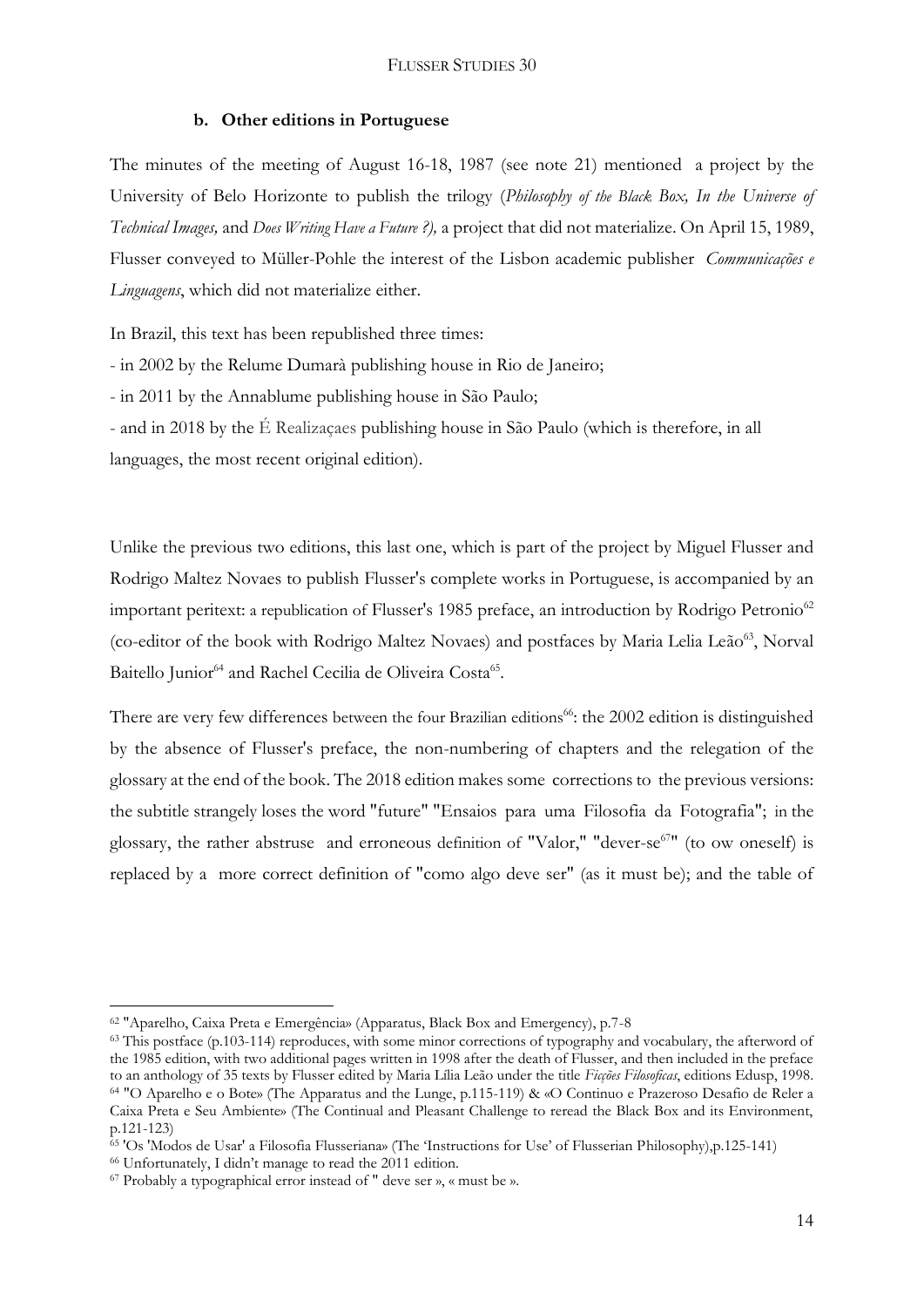### b. Other editions in Portuguese

The minutes of the meeting of August 16-18, 1987 (see note 21) mentioned a project by the University of Belo Horizonte to publish the trilogy (*Philosophy of the Black Box, In the Universe of Technical Images,* and *Does Writing Have a Future ?),* a project that did not materialize. On April 15, 1989, Flusser conveyed to Müller-Pohle the interest of the Lisbon academic publisher *Communicações e Linguagens*, which did not materialize either.

In Brazil, this text has been republished three times:

- in 2002 by the Relume Dumarà publishing house in Rio de Janeiro;
- in 2011 by the Annablume publishing house in São Paulo;
- and in 2018 by the É Realizaçaes publishing house in São Paulo (which is therefore, in all languages, the most recent original edition).

Unlike the previous two editions, this last one, which is part of the project by Miguel Flusser and Rodrigo Maltez Novaes to publish Flusser's complete works in Portuguese, is accompanied by an important peritext: a republication of Flusser's 1985 preface, an introduction by Rodrigo Petronio[62] (co-editor of the book with Rodrigo Maltez Novaes) and postfaces by Maria Lelia Leão[63], Norval Baitello Junior[64] and Rachel Cecilia de Oliveira Costa[65].

There are very few differences between the four Brazilian editions[66]: the 2002 edition is distinguished by the absence of Flusser's preface, the non-numbering of chapters and the relegation of the glossary at the end of the book. The 2018 edition makes some corrections to the previous versions: the subtitle strangely loses the word "future" "Ensaios para uma Filosofia da Fotografia"; in the glossary, the rather abstruse and erroneous definition of "Valor," "dever-se[67]" (to ow oneself) is replaced by a more correct definition of "como algo deve ser" (as it must be); and the table of

---

[62] "Aparelho, Caixa Preta e Emergência» (Apparatus, Black Box and Emergency), p.7-8

[63] This postface (p.103-114) reproduces, with some minor corrections of typography and vocabulary, the afterword of the 1985 edition, with two additional pages written in 1998 after the death of Flusser, and then included in the preface to an anthology of 35 texts by Flusser edited by Maria Lília Leão under the title *Ficções Filosoficas*, editions Edusp, 1998.

[64] "O Aparelho e o Bote» (The Apparatus and the Lunge, p.115-119) & «O Continuo e Prazeroso Desafio de Reler a Caixa Preta e Seu Ambiente» (The Continual and Pleasant Challenge to reread the Black Box and its Environment, p.121-123)

[65] 'Os 'Modos de Usar' a Filosofia Flusseriana» (The 'Instructions for Use' of Flusserian Philosophy),p.125-141)

[66] Unfortunately, I didn't manage to read the 2011 edition.

[67] Probably a typographical error instead of " deve ser », « must be ».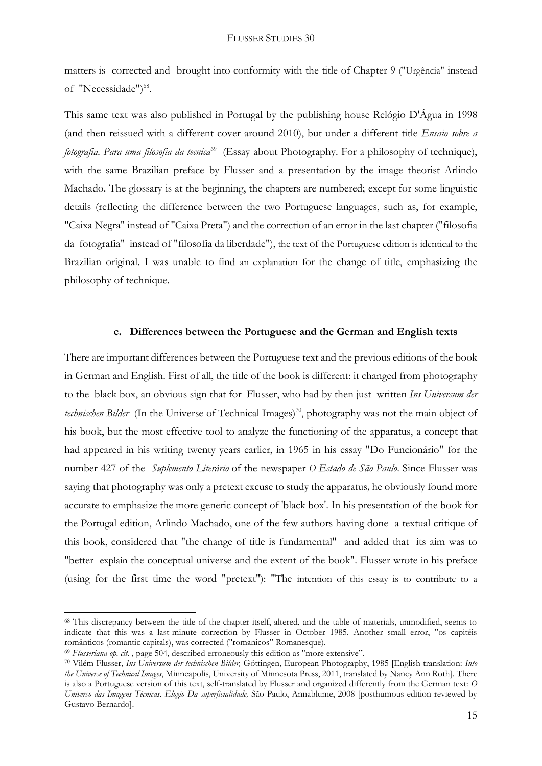matters is corrected and brought into conformity with the title of Chapter 9 ("Urgência" instead of "Necessidade")[68].

This same text was also published in Portugal by the publishing house Relógio D'Água in 1998 (and then reissued with a different cover around 2010), but under a different title *Ensaio sobre a fotografia. Para uma filosofia da tecnica*[69] (Essay about Photography. For a philosophy of technique), with the same Brazilian preface by Flusser and a presentation by the image theorist Arlindo Machado. The glossary is at the beginning, the chapters are numbered; except for some linguistic details (reflecting the difference between the two Portuguese languages, such as, for example, "Caixa Negra" instead of "Caixa Preta") and the correction of an error in the last chapter ("filosofia da fotografia" instead of "filosofia da liberdade"), the text of the Portuguese edition is identical to the Brazilian original. I was unable to find an explanation for the change of title, emphasizing the philosophy of technique.

#### c. Differences between the Portuguese and the German and English texts

There are important differences between the Portuguese text and the previous editions of the book in German and English. First of all, the title of the book is different: it changed from photography to the black box, an obvious sign that for Flusser, who had by then just written *Ins Universum der technischen Bilder* (In the Universe of Technical Images)[70], photography was not the main object of his book, but the most effective tool to analyze the functioning of the apparatus, a concept that had appeared in his writing twenty years earlier, in 1965 in his essay "Do Funcionário" for the number 427 of the *Suplemento Literário* of the newspaper *O Estado de São Paulo*. Since Flusser was saying that photography was only a pretext excuse to study the apparatus*,* he obviously found more accurate to emphasize the more generic concept of 'black box'. In his presentation of the book for the Portugal edition, Arlindo Machado, one of the few authors having done a textual critique of this book, considered that "the change of title is fundamental" and added that its aim was to "better explain the conceptual universe and the extent of the book". Flusser wrote in his preface (using for the first time the word "pretext"): "The intention of this essay is to contribute to a

---

[68] This discrepancy between the title of the chapter itself, altered, and the table of materials, unmodified, seems to indicate that this was a last-minute correction by Flusser in October 1985. Another small error, "os capitéis românticos (romantic capitals), was corrected ("romanicos" Romanesque).

[69] *Flusseriana op. cit.*, page 504, described erroneously this edition as "more extensive".

[70] Vilém Flusser, *Ins Universum der technischen Bilder,* Göttingen, European Photography, 1985 [English translation: *Into the Universe of Technical Images*, Minneapolis, University of Minnesota Press, 2011, translated by Nancy Ann Roth]. There is also a Portuguese version of this text, self-translated by Flusser and organized differently from the German text: *O Universo das Imagens Técnicas. Elogio Da superficialidade,* São Paulo, Annablume, 2008 [posthumous edition reviewed by Gustavo Bernardo].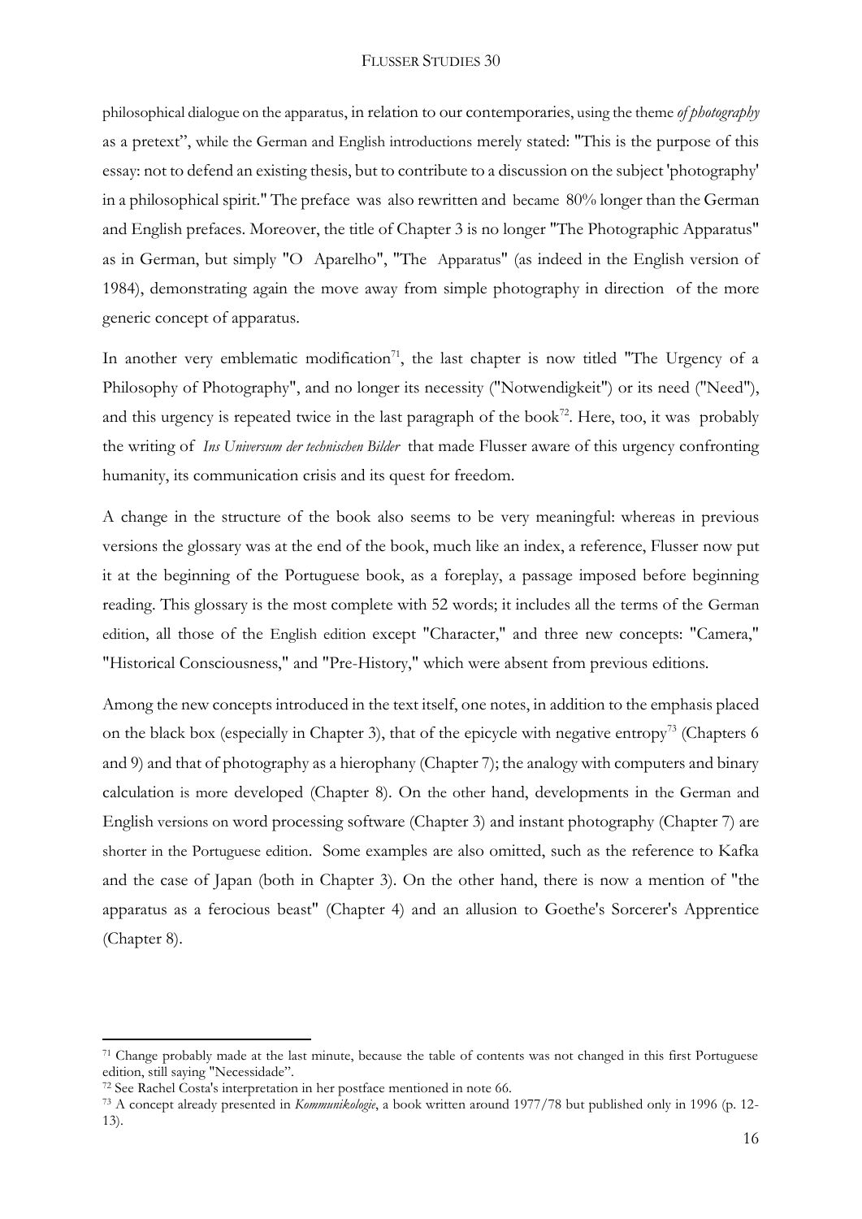philosophical dialogue on the apparatus, in relation to our contemporaries, using the theme *of photography* as a pretext", while the German and English introductions merely stated: "This is the purpose of this essay: not to defend an existing thesis, but to contribute to a discussion on the subject 'photography' in a philosophical spirit." The preface was also rewritten and became 80% longer than the German and English prefaces. Moreover, the title of Chapter 3 is no longer "The Photographic Apparatus" as in German, but simply "O Aparelho", "The Apparatus" (as indeed in the English version of 1984), demonstrating again the move away from simple photography in direction of the more generic concept of apparatus.

In another very emblematic modification[71], the last chapter is now titled "The Urgency of a Philosophy of Photography", and no longer its necessity ("Notwendigkeit") or its need ("Need"), and this urgency is repeated twice in the last paragraph of the book[72]. Here, too, it was probably the writing of *Ins Universum der technischen Bilder* that made Flusser aware of this urgency confronting humanity, its communication crisis and its quest for freedom.

A change in the structure of the book also seems to be very meaningful: whereas in previous versions the glossary was at the end of the book, much like an index, a reference, Flusser now put it at the beginning of the Portuguese book, as a foreplay, a passage imposed before beginning reading. This glossary is the most complete with 52 words; it includes all the terms of the German edition, all those of the English edition except "Character," and three new concepts: "Camera," "Historical Consciousness," and "Pre-History," which were absent from previous editions.

Among the new concepts introduced in the text itself, one notes, in addition to the emphasis placed on the black box (especially in Chapter 3), that of the epicycle with negative entropy[73] (Chapters 6 and 9) and that of photography as a hierophany (Chapter 7); the analogy with computers and binary calculation is more developed (Chapter 8). On the other hand, developments in the German and English versions on word processing software (Chapter 3) and instant photography (Chapter 7) are shorter in the Portuguese edition. Some examples are also omitted, such as the reference to Kafka and the case of Japan (both in Chapter 3). On the other hand, there is now a mention of "the apparatus as a ferocious beast" (Chapter 4) and an allusion to Goethe's Sorcerer's Apprentice (Chapter 8).

---

[71] Change probably made at the last minute, because the table of contents was not changed in this first Portuguese edition, still saying "Necessidade".

[72] See Rachel Costa's interpretation in her postface mentioned in note 66.

[73] A concept already presented in *Kommunikologie*, a book written around 1977/78 but published only in 1996 (p. 12-13).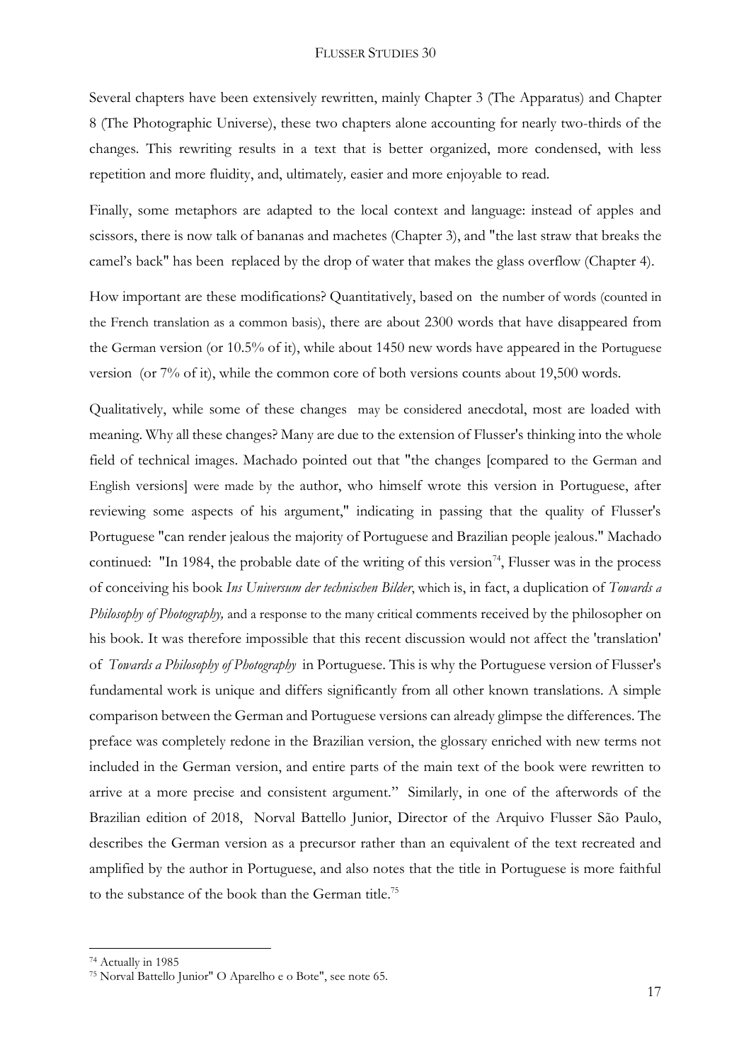Several chapters have been extensively rewritten, mainly Chapter 3 (The Apparatus) and Chapter 8 (The Photographic Universe), these two chapters alone accounting for nearly two-thirds of the changes. This rewriting results in a text that is better organized, more condensed, with less repetition and more fluidity, and, ultimately*,* easier and more enjoyable to read.

Finally, some metaphors are adapted to the local context and language: instead of apples and scissors, there is now talk of bananas and machetes (Chapter 3), and "the last straw that breaks the camel's back" has been replaced by the drop of water that makes the glass overflow (Chapter 4).

How important are these modifications? Quantitatively, based on the number of words (counted in the French translation as a common basis), there are about 2300 words that have disappeared from the German version (or 10.5% of it), while about 1450 new words have appeared in the Portuguese version (or 7% of it), while the common core of both versions counts about 19,500 words.

Qualitatively, while some of these changes may be considered anecdotal, most are loaded with meaning. Why all these changes? Many are due to the extension of Flusser's thinking into the whole field of technical images. Machado pointed out that "the changes [compared to the German and English versions] were made by the author, who himself wrote this version in Portuguese, after reviewing some aspects of his argument," indicating in passing that the quality of Flusser's Portuguese "can render jealous the majority of Portuguese and Brazilian people jealous." Machado continued: "In 1984, the probable date of the writing of this version[74], Flusser was in the process of conceiving his book *Ins Universum der technischen Bilder*, which is, in fact, a duplication of *Towards a Philosophy of Photography,* and a response to the many critical comments received by the philosopher on his book. It was therefore impossible that this recent discussion would not affect the 'translation' of *Towards a Philosophy of Photography* in Portuguese. This is why the Portuguese version of Flusser's fundamental work is unique and differs significantly from all other known translations. A simple comparison between the German and Portuguese versions can already glimpse the differences. The preface was completely redone in the Brazilian version, the glossary enriched with new terms not included in the German version, and entire parts of the main text of the book were rewritten to arrive at a more precise and consistent argument." Similarly, in one of the afterwords of the Brazilian edition of 2018, Norval Battello Junior, Director of the Arquivo Flusser São Paulo, describes the German version as a precursor rather than an equivalent of the text recreated and amplified by the author in Portuguese, and also notes that the title in Portuguese is more faithful to the substance of the book than the German title.[75]

---

[74] Actually in 1985

[75] Norval Battello Junior" O Aparelho e o Bote", see note 65.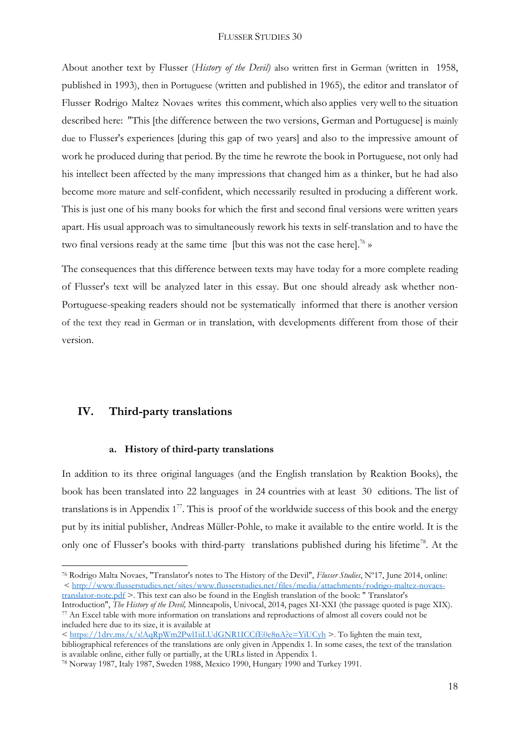About another text by Flusser (*History of the Devil)* also written first in German (written in 1958, published in 1993), then in Portuguese (written and published in 1965), the editor and translator of Flusser Rodrigo Maltez Novaes writes this comment, which also applies very well to the situation described here: "This [the difference between the two versions, German and Portuguese] is mainly due to Flusser's experiences [during this gap of two years] and also to the impressive amount of work he produced during that period. By the time he rewrote the book in Portuguese, not only had his intellect been affected by the many impressions that changed him as a thinker, but he had also become more mature and self-confident, which necessarily resulted in producing a different work. This is just one of his many books for which the first and second final versions were written years apart. His usual approach was to simultaneously rework his texts in self-translation and to have the two final versions ready at the same time [but this was not the case here].[76] »

The consequences that this difference between texts may have today for a more complete reading of Flusser's text will be analyzed later in this essay. But one should already ask whether non-Portuguese-speaking readers should not be systematically informed that there is another version of the text they read in German or in translation, with developments different from those of their version.

## IV. Third-party translations

### a. History of third-party translations

In addition to its three original languages (and the English translation by Reaktion Books), the book has been translated into 22 languages in 24 countries with at least 30 editions. The list of translations is in Appendix 1[77]. This is proof of the worldwide success of this book and the energy put by its initial publisher, Andreas Müller-Pohle, to make it available to the entire world. It is the only one of Flusser's books with third-party translations published during his lifetime[78]. At the

---

[76] Rodrigo Malta Novaes, "Translator's notes to The History of the Devil", *Flusser Studies*, Nº17, June 2014, online: < http://www.flusserstudies.net/sites/www.flusserstudies.net/files/media/attachments/rodrigo-maltez-novaes-translator-note.pdf >. This text can also be found in the English translation of the book: " Translator's Introduction", *The History of the Devil,* Minneapolis, Univocal, 2014, pages XI-XXI (the passage quoted is page XIX).

[77] An Excel table with more information on translations and reproductions of almost all covers could not be included here due to its size, it is available at < https://1drv.ms/x/s!AqRpWm2Pwl1iiLUdGNR1ICCfE0e8nA?e=YiUCyh >. To lighten the main text, bibliographical references of the translations are only given in Appendix 1. In some cases, the text of the translation is available online, either fully or partially, at the URLs listed in Appendix 1.

[78] Norway 1987, Italy 1987, Sweden 1988, Mexico 1990, Hungary 1990 and Turkey 1991.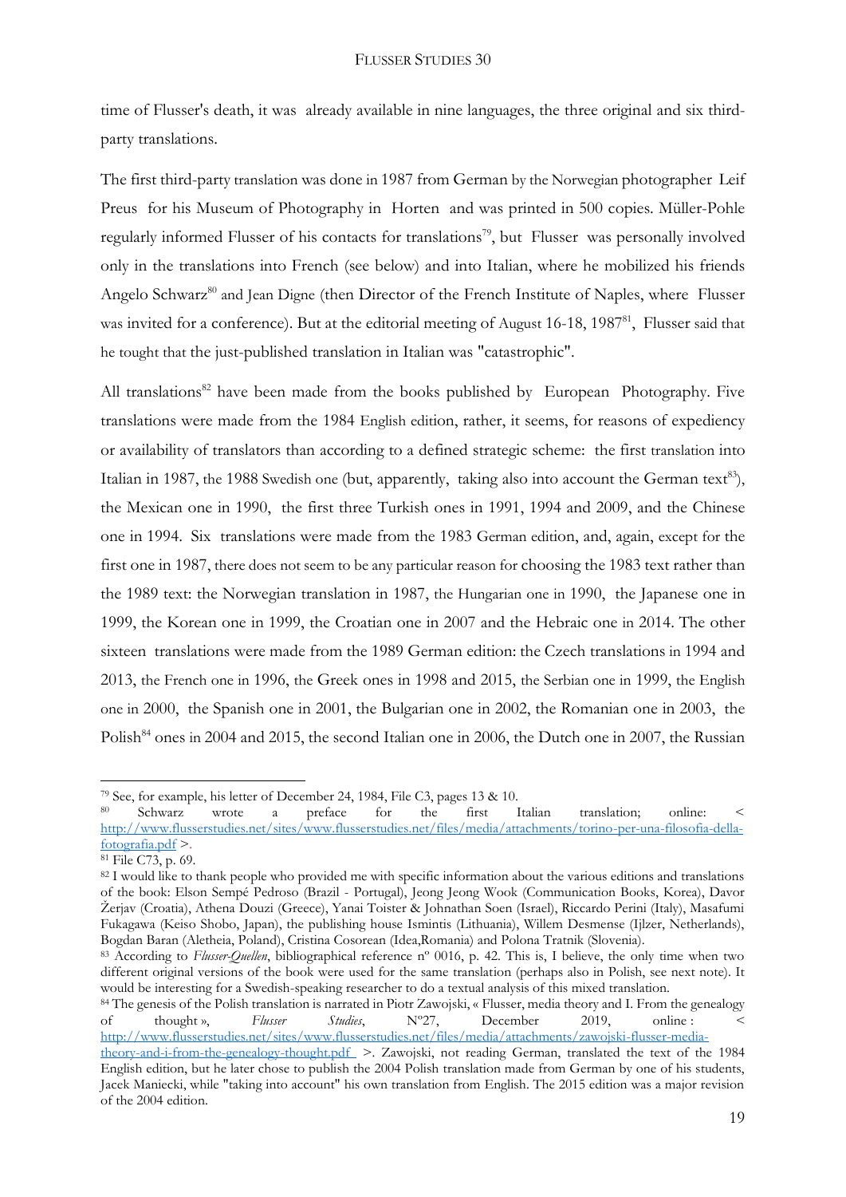time of Flusser's death, it was already available in nine languages, the three original and six third-party translations.

The first third-party translation was done in 1987 from German by the Norwegian photographer Leif Preus for his Museum of Photography in Horten and was printed in 500 copies. Müller-Pohle regularly informed Flusser of his contacts for translations[79], but Flusser was personally involved only in the translations into French (see below) and into Italian, where he mobilized his friends Angelo Schwarz[80] and Jean Digne (then Director of the French Institute of Naples, where Flusser was invited for a conference). But at the editorial meeting of August 16-18, 1987[81], Flusser said that he tought that the just-published translation in Italian was "catastrophic".

All translations[82] have been made from the books published by European Photography. Five translations were made from the 1984 English edition, rather, it seems, for reasons of expediency or availability of translators than according to a defined strategic scheme: the first translation into Italian in 1987, the 1988 Swedish one (but, apparently, taking also into account the German text[83]), the Mexican one in 1990, the first three Turkish ones in 1991, 1994 and 2009, and the Chinese one in 1994. Six translations were made from the 1983 German edition, and, again, except for the first one in 1987, there does not seem to be any particular reason for choosing the 1983 text rather than the 1989 text: the Norwegian translation in 1987, the Hungarian one in 1990, the Japanese one in 1999, the Korean one in 1999, the Croatian one in 2007 and the Hebraic one in 2014. The other sixteen translations were made from the 1989 German edition: the Czech translations in 1994 and 2013, the French one in 1996, the Greek ones in 1998 and 2015, the Serbian one in 1999, the English one in 2000, the Spanish one in 2001, the Bulgarian one in 2002, the Romanian one in 2003, the Polish[84] ones in 2004 and 2015, the second Italian one in 2006, the Dutch one in 2007, the Russian

---

[79] See, for example, his letter of December 24, 1984, File C3, pages 13 & 10.

[80] Schwarz wrote a preface for the first Italian translation; online: < http://www.flusserstudies.net/sites/www.flusserstudies.net/files/media/attachments/torino-per-una-filosofia-della-fotografia.pdf >.

[81] File C73, p. 69.

[82] I would like to thank people who provided me with specific information about the various editions and translations of the book: Elson Sempé Pedroso (Brazil - Portugal), Jeong Jeong Wook (Communication Books, Korea), Davor Žerjav (Croatia), Athena Douzi (Greece), Yanai Toister & Johnathan Soen (Israel), Riccardo Perini (Italy), Masafumi Fukagawa (Keiso Shobo, Japan), the publishing house Ismintis (Lithuania), Willem Desmense (Ijlzer, Netherlands), Bogdan Baran (Aletheia, Poland), Cristina Cosorean (Idea,Romania) and Polona Tratnik (Slovenia).

[83] According to *Flusser-Quellen*, bibliographical reference nº 0016, p. 42. This is, I believe, the only time when two different original versions of the book were used for the same translation (perhaps also in Polish, see next note). It would be interesting for a Swedish-speaking researcher to do a textual analysis of this mixed translation.

[84] The genesis of the Polish translation is narrated in Piotr Zawojski, « Flusser, media theory and I. From the genealogy of thought », *Flusser Studies*, Nº27, December 2019, online : < http://www.flusserstudies.net/sites/www.flusserstudies.net/files/media/attachments/zawojski-flusser-media-theory-and-i-from-the-genealogy-thought.pdf >. Zawojski, not reading German, translated the text of the 1984 English edition, but he later chose to publish the 2004 Polish translation made from German by one of his students, Jacek Maniecki, while "taking into account" his own translation from English. The 2015 edition was a major revision of the 2004 edition.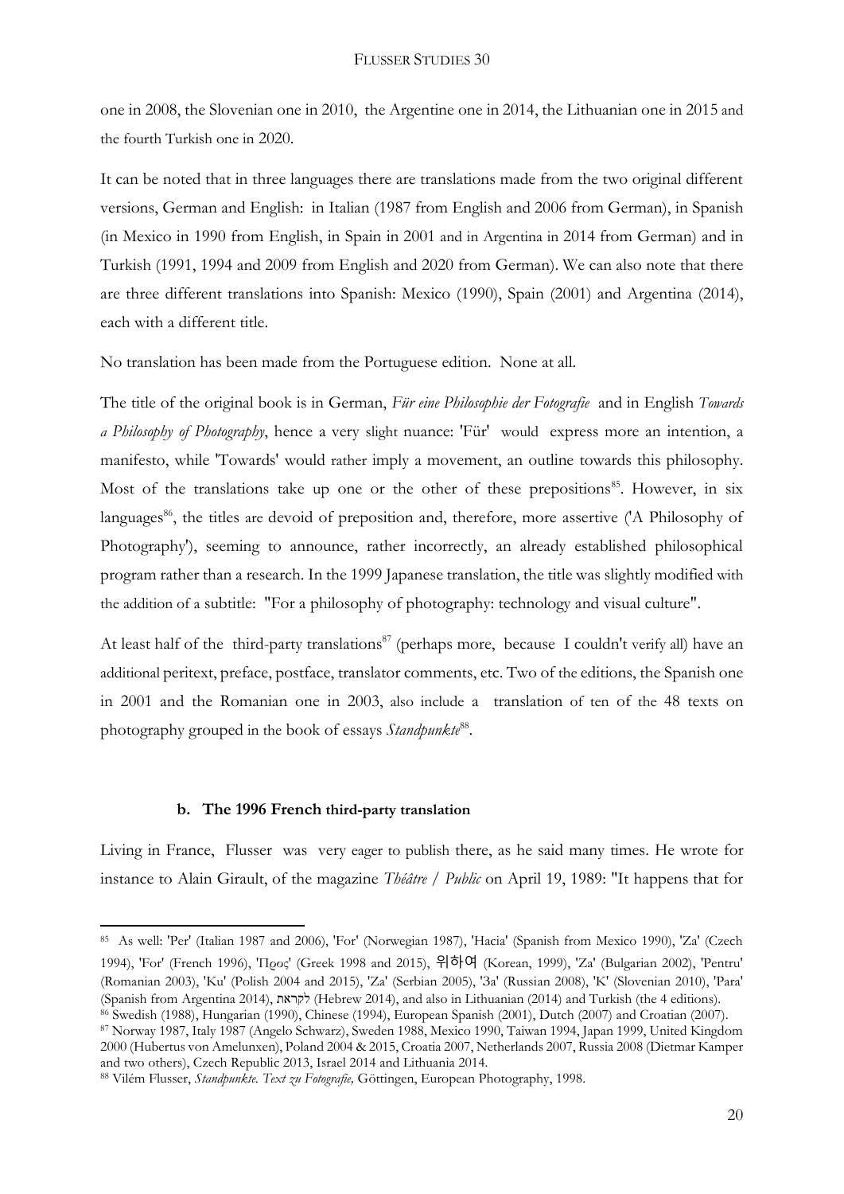one in 2008, the Slovenian one in 2010, the Argentine one in 2014, the Lithuanian one in 2015 and the fourth Turkish one in 2020.

It can be noted that in three languages there are translations made from the two original different versions, German and English: in Italian (1987 from English and 2006 from German), in Spanish (in Mexico in 1990 from English, in Spain in 2001 and in Argentina in 2014 from German) and in Turkish (1991, 1994 and 2009 from English and 2020 from German). We can also note that there are three different translations into Spanish: Mexico (1990), Spain (2001) and Argentina (2014), each with a different title.

No translation has been made from the Portuguese edition. None at all.

The title of the original book is in German, *Für eine Philosophie der Fotografie* and in English *Towards a Philosophy of Photography*, hence a very slight nuance: 'Für' would express more an intention, a manifesto, while 'Towards' would rather imply a movement, an outline towards this philosophy. Most of the translations take up one or the other of these prepositions[85]. However, in six languages[86], the titles are devoid of preposition and, therefore, more assertive ('A Philosophy of Photography'), seeming to announce, rather incorrectly, an already established philosophical program rather than a research. In the 1999 Japanese translation, the title was slightly modified with the addition of a subtitle: "For a philosophy of photography: technology and visual culture".

At least half of the third-party translations[87] (perhaps more, because I couldn't verify all) have an additional peritext, preface, postface, translator comments, etc. Two of the editions, the Spanish one in 2001 and the Romanian one in 2003, also include a translation of ten of the 48 texts on photography grouped in the book of essays *Standpunkte*[88].

### b. The 1996 French third-party translation

Living in France, Flusser was very eager to publish there, as he said many times. He wrote for instance to Alain Girault, of the magazine *Théâtre / Public* on April 19, 1989: "It happens that for

---

[85] As well: 'Per' (Italian 1987 and 2006), 'For' (Norwegian 1987), 'Hacia' (Spanish from Mexico 1990), 'Za' (Czech 1994), 'For' (French 1996), 'Προς' (Greek 1998 and 2015), 위하여 (Korean, 1999), 'Za' (Bulgarian 2002), 'Pentru' (Romanian 2003), 'Ku' (Polish 2004 and 2015), 'Za' (Serbian 2005), 'За' (Russian 2008), 'K' (Slovenian 2010), 'Para' (Spanish from Argentina 2014), לקראת (Hebrew 2014), and also in Lithuanian (2014) and Turkish (the 4 editions).

[86] Swedish (1988), Hungarian (1990), Chinese (1994), European Spanish (2001), Dutch (2007) and Croatian (2007).

[87] Norway 1987, Italy 1987 (Angelo Schwarz), Sweden 1988, Mexico 1990, Taiwan 1994, Japan 1999, United Kingdom 2000 (Hubertus von Amelunxen), Poland 2004 & 2015, Croatia 2007, Netherlands 2007, Russia 2008 (Dietmar Kamper and two others), Czech Republic 2013, Israel 2014 and Lithuania 2014.

[88] Vilém Flusser, *Standpunkte. Text zu Fotografie,* Göttingen, European Photography, 1998.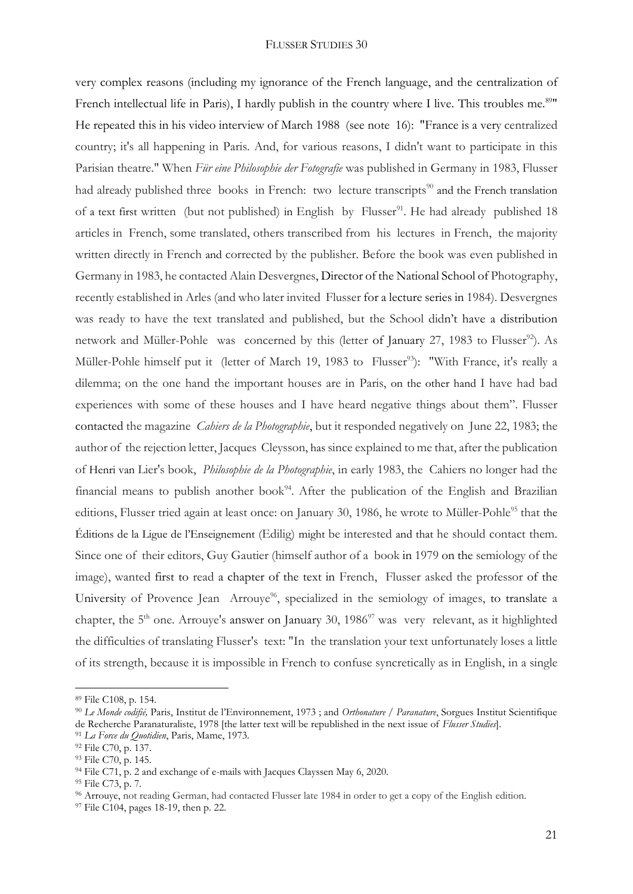very complex reasons (including my ignorance of the French language, and the centralization of French intellectual life in Paris), I hardly publish in the country where I live. This troubles me.[89]" He repeated this in his video interview of March 1988 (see note 16): "France is a very centralized country; it's all happening in Paris. And, for various reasons, I didn't want to participate in this Parisian theatre." When *Für eine Philosophie der Fotografie* was published in Germany in 1983, Flusser had already published three books in French: two lecture transcripts[90] and the French translation of a text first written (but not published) in English by Flusser[91]. He had already published 18 articles in French, some translated, others transcribed from his lectures in French, the majority written directly in French and corrected by the publisher. Before the book was even published in Germany in 1983, he contacted Alain Desvergnes, Director of the National School of Photography, recently established in Arles (and who later invited Flusser for a lecture series in 1984). Desvergnes was ready to have the text translated and published, but the School didn't have a distribution network and Müller-Pohle was concerned by this (letter of January 27, 1983 to Flusser[92]). As Müller-Pohle himself put it (letter of March 19, 1983 to Flusser[93]): "With France, it's really a dilemma; on the one hand the important houses are in Paris, on the other hand I have had bad experiences with some of these houses and I have heard negative things about them". Flusser contacted the magazine *Cahiers de la Photographie*, but it responded negatively on June 22, 1983; the author of the rejection letter, Jacques Cleysson, has since explained to me that, after the publication of Henri van Lier's book, *Philosophie de la Photographie*, in early 1983, the Cahiers no longer had the financial means to publish another book[94]. After the publication of the English and Brazilian editions, Flusser tried again at least once: on January 30, 1986, he wrote to Müller-Pohle[95] that the Éditions de la Ligue de l'Enseignement (Edilig) might be interested and that he should contact them. Since one of their editors, Guy Gautier (himself author of a book in 1979 on the semiology of the image), wanted first to read a chapter of the text in French, Flusser asked the professor of the University of Provence Jean Arrouye[96], specialized in the semiology of images, to translate a chapter, the 5th one. Arrouye's answer on January 30, 1986[97] was very relevant, as it highlighted the difficulties of translating Flusser's text: "In the translation your text unfortunately loses a little of its strength, because it is impossible in French to confuse syncretically as in English, in a single

---

[89] File C108, p. 154.

[90] *Le Monde codifié,* Paris, Institut de l'Environnement, 1973 ; and *Orthonature / Paranature*, Sorgues Institut Scientifique de Recherche Paranaturaliste, 1978 [the latter text will be republished in the next issue of *Flusser Studies*].

[91] *La Force du Quotidien*, Paris, Mame, 1973.

[92] File C70, p. 137.

[93] File C70, p. 145.

[94] File C71, p. 2 and exchange of e-mails with Jacques Clayssen May 6, 2020.

[95] File C73, p. 7.

[96] Arrouye, not reading German, had contacted Flusser late 1984 in order to get a copy of the English edition.

[97] File C104, pages 18-19, then p. 22.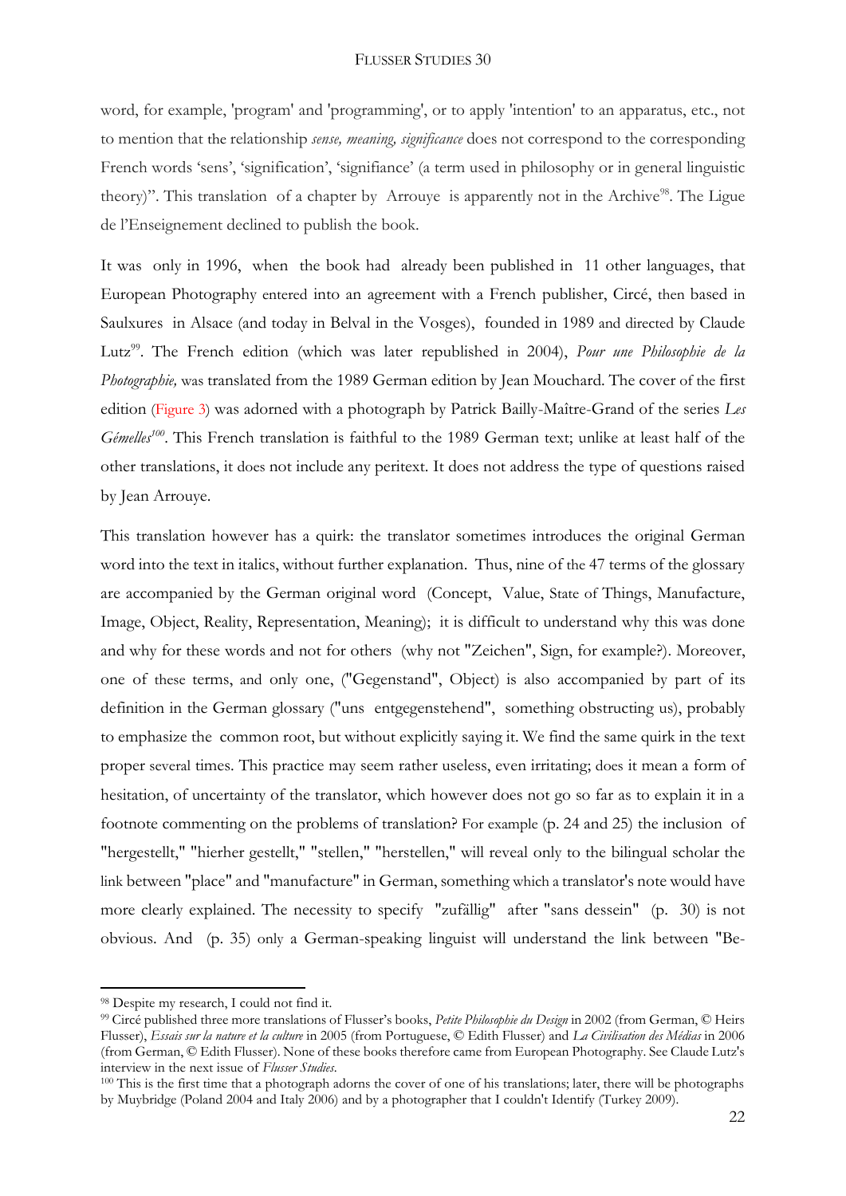word, for example, 'program' and 'programming', or to apply 'intention' to an apparatus, etc., not to mention that the relationship *sense, meaning, significance* does not correspond to the corresponding French words 'sens', 'signification', 'signifiance' (a term used in philosophy or in general linguistic theory)". This translation of a chapter by Arrouye is apparently not in the Archive[98]. The Ligue de l'Enseignement declined to publish the book.

It was only in 1996, when the book had already been published in 11 other languages, that European Photography entered into an agreement with a French publisher, Circé, then based in Saulxures in Alsace (and today in Belval in the Vosges), founded in 1989 and directed by Claude Lutz[99]. The French edition (which was later republished in 2004), *Pour une Philosophie de la Photographie,* was translated from the 1989 German edition by Jean Mouchard. The cover of the first edition (Figure 3) was adorned with a photograph by Patrick Bailly-Maître-Grand of the series *Les Gémelles*[100]. This French translation is faithful to the 1989 German text; unlike at least half of the other translations, it does not include any peritext. It does not address the type of questions raised by Jean Arrouye.

This translation however has a quirk: the translator sometimes introduces the original German word into the text in italics, without further explanation. Thus, nine of the 47 terms of the glossary are accompanied by the German original word (Concept, Value, State of Things, Manufacture, Image, Object, Reality, Representation, Meaning); it is difficult to understand why this was done and why for these words and not for others (why not "Zeichen", Sign, for example?). Moreover, one of these terms, and only one, ("Gegenstand", Object) is also accompanied by part of its definition in the German glossary ("uns entgegenstehend", something obstructing us), probably to emphasize the common root, but without explicitly saying it. We find the same quirk in the text proper several times. This practice may seem rather useless, even irritating; does it mean a form of hesitation, of uncertainty of the translator, which however does not go so far as to explain it in a footnote commenting on the problems of translation? For example (p. 24 and 25) the inclusion of "hergestellt," "hierher gestellt," "stellen," "herstellen," will reveal only to the bilingual scholar the link between "place" and "manufacture" in German, something which a translator's note would have more clearly explained. The necessity to specify "zufällig" after "sans dessein" (p. 30) is not obvious. And (p. 35) only a German-speaking linguist will understand the link between "Be-

---

[98] Despite my research, I could not find it.

[99] Circé published three more translations of Flusser's books, *Petite Philosophie du Design* in 2002 (from German, © Heirs Flusser), *Essais sur la nature et la culture* in 2005 (from Portuguese, © Edith Flusser) and *La Civilisation des Médias* in 2006 (from German, © Edith Flusser). None of these books therefore came from European Photography. See Claude Lutz's interview in the next issue of *Flusser Studies*.

[100] This is the first time that a photograph adorns the cover of one of his translations; later, there will be photographs by Muybridge (Poland 2004 and Italy 2006) and by a photographer that I couldn't Identify (Turkey 2009).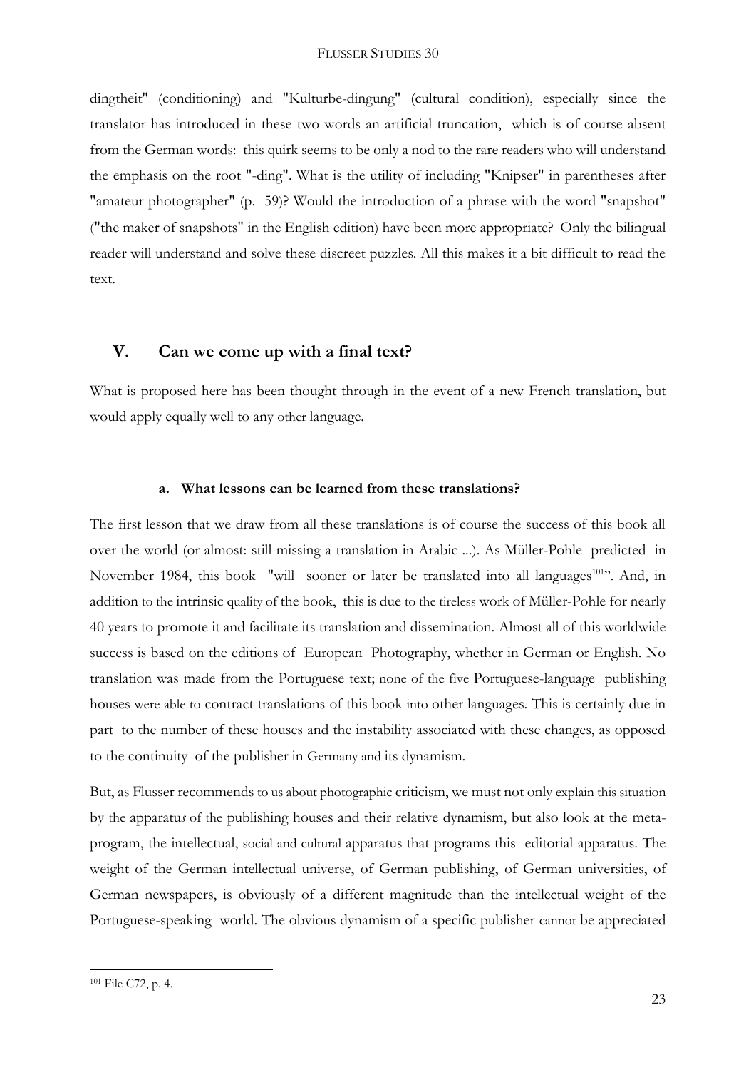dingtheit" (conditioning) and "Kulturbe-dingung" (cultural condition), especially since the translator has introduced in these two words an artificial truncation, which is of course absent from the German words: this quirk seems to be only a nod to the rare readers who will understand the emphasis on the root "-ding". What is the utility of including "Knipser" in parentheses after "amateur photographer" (p. 59)? Would the introduction of a phrase with the word "snapshot" ("the maker of snapshots" in the English edition) have been more appropriate? Only the bilingual reader will understand and solve these discreet puzzles. All this makes it a bit difficult to read the text.

## V. Can we come up with a final text?

What is proposed here has been thought through in the event of a new French translation, but would apply equally well to any other language.

### a. What lessons can be learned from these translations?

The first lesson that we draw from all these translations is of course the success of this book all over the world (or almost: still missing a translation in Arabic ...). As Müller-Pohle predicted in November 1984, this book "will sooner or later be translated into all languages[101]". And, in addition to the intrinsic quality of the book, this is due to the tireless work of Müller-Pohle for nearly 40 years to promote it and facilitate its translation and dissemination. Almost all of this worldwide success is based on the editions of European Photography, whether in German or English. No translation was made from the Portuguese text; none of the five Portuguese-language publishing houses were able to contract translations of this book into other languages. This is certainly due in part to the number of these houses and the instability associated with these changes, as opposed to the continuity of the publisher in Germany and its dynamism.

But, as Flusser recommends to us about photographic criticism, we must not only explain this situation by the apparatu*s* of the publishing houses and their relative dynamism, but also look at the meta-program, the intellectual, social and cultural apparatus that programs this editorial apparatus. The weight of the German intellectual universe, of German publishing, of German universities, of German newspapers, is obviously of a different magnitude than the intellectual weight of the Portuguese-speaking world. The obvious dynamism of a specific publisher cannot be appreciated

[101] File C72, p. 4.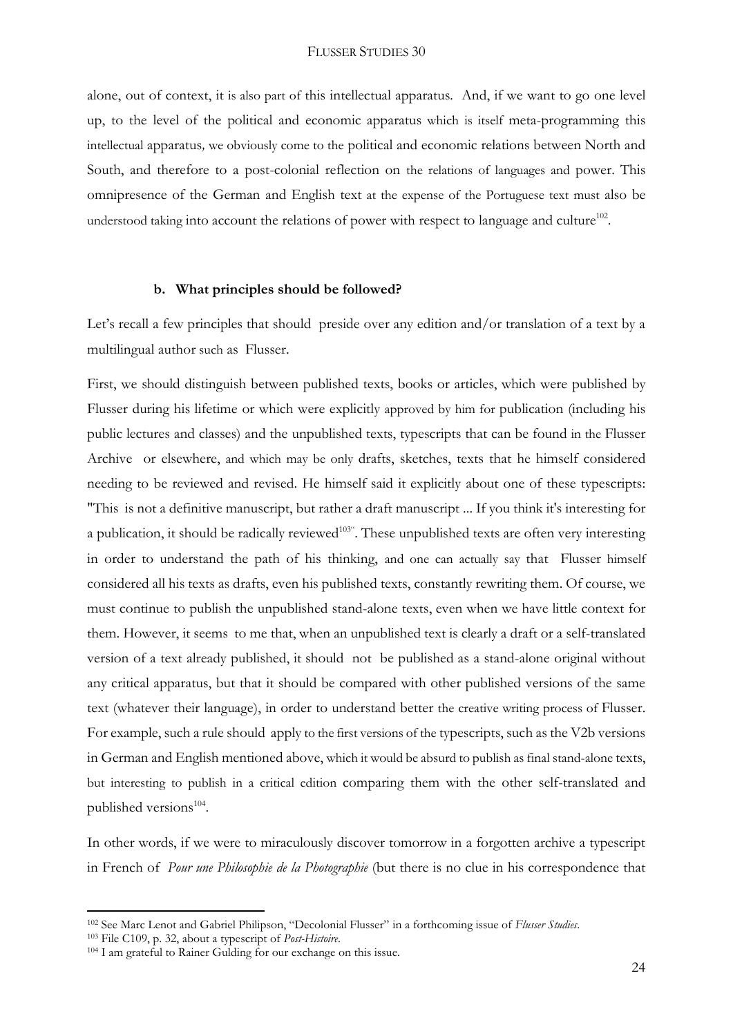alone, out of context, it is also part of this intellectual apparatus. And, if we want to go one level up, to the level of the political and economic apparatus which is itself meta-programming this intellectual apparatus, we obviously come to the political and economic relations between North and South, and therefore to a post-colonial reflection on the relations of languages and power. This omnipresence of the German and English text at the expense of the Portuguese text must also be understood taking into account the relations of power with respect to language and culture[102].

### b. What principles should be followed?

Let's recall a few principles that should preside over any edition and/or translation of a text by a multilingual author such as Flusser.

First, we should distinguish between published texts, books or articles, which were published by Flusser during his lifetime or which were explicitly approved by him for publication (including his public lectures and classes) and the unpublished texts, typescripts that can be found in the Flusser Archive or elsewhere, and which may be only drafts, sketches, texts that he himself considered needing to be reviewed and revised. He himself said it explicitly about one of these typescripts: "This is not a definitive manuscript, but rather a draft manuscript ... If you think it's interesting for a publication, it should be radically reviewed[103]". These unpublished texts are often very interesting in order to understand the path of his thinking, and one can actually say that Flusser himself considered all his texts as drafts, even his published texts, constantly rewriting them. Of course, we must continue to publish the unpublished stand-alone texts, even when we have little context for them. However, it seems to me that, when an unpublished text is clearly a draft or a self-translated version of a text already published, it should not be published as a stand-alone original without any critical apparatus, but that it should be compared with other published versions of the same text (whatever their language), in order to understand better the creative writing process of Flusser. For example, such a rule should apply to the first versions of the typescripts, such as the V2b versions in German and English mentioned above, which it would be absurd to publish as final stand-alone texts, but interesting to publish in a critical edition comparing them with the other self-translated and published versions[104].

In other words, if we were to miraculously discover tomorrow in a forgotten archive a typescript in French of *Pour une Philosophie de la Photographie* (but there is no clue in his correspondence that

---

[102] See Marc Lenot and Gabriel Philipson, "Decolonial Flusser" in a forthcoming issue of *Flusser Studies*.

[103] File C109, p. 32, about a typescript of *Post-Histoire*.

[104] I am grateful to Rainer Gulding for our exchange on this issue.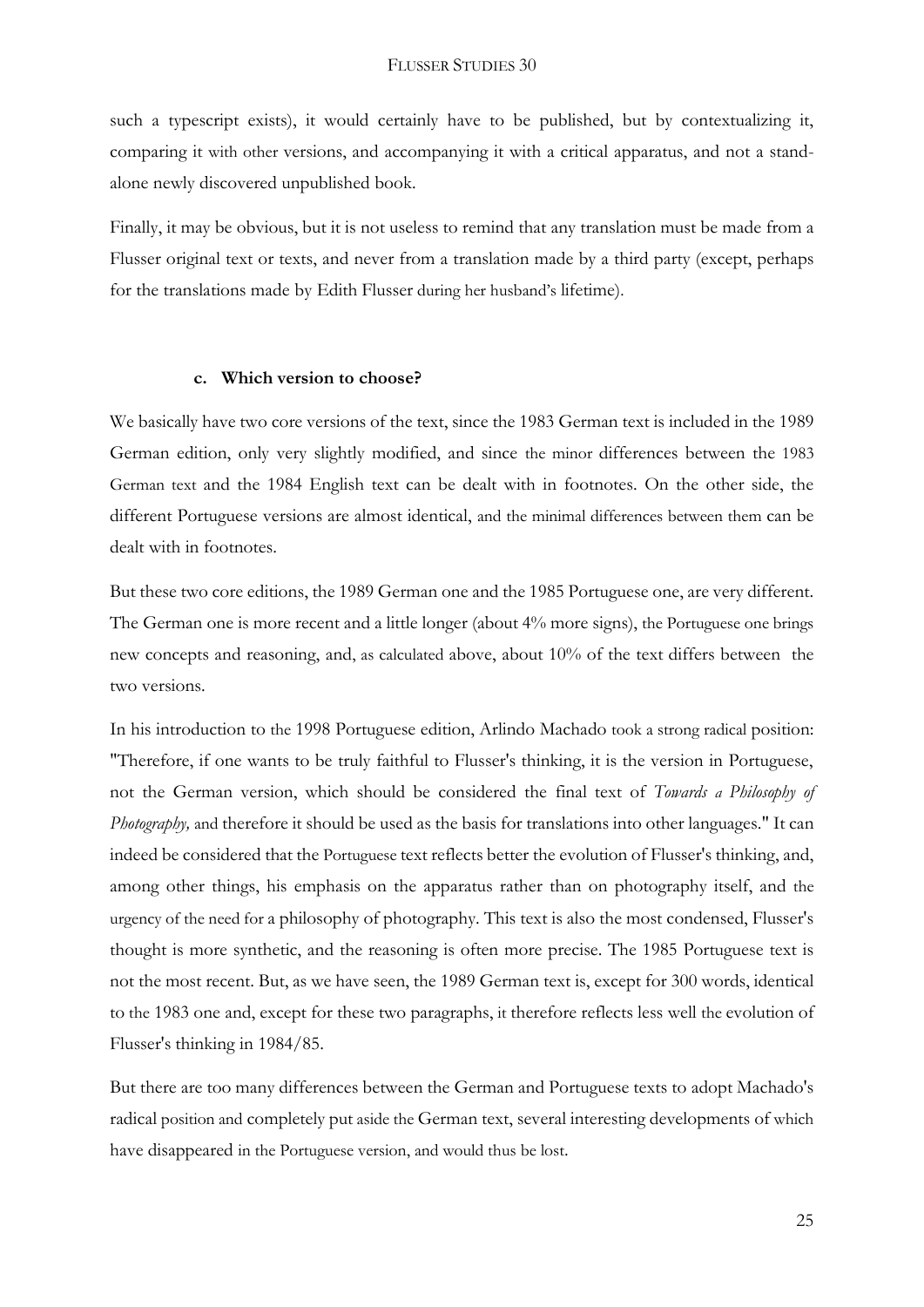such a typescript exists), it would certainly have to be published, but by contextualizing it, comparing it with other versions, and accompanying it with a critical apparatus, and not a stand-alone newly discovered unpublished book.

Finally, it may be obvious, but it is not useless to remind that any translation must be made from a Flusser original text or texts, and never from a translation made by a third party (except, perhaps for the translations made by Edith Flusser during her husband's lifetime).

### c. Which version to choose?

We basically have two core versions of the text, since the 1983 German text is included in the 1989 German edition, only very slightly modified, and since the minor differences between the 1983 German text and the 1984 English text can be dealt with in footnotes. On the other side, the different Portuguese versions are almost identical, and the minimal differences between them can be dealt with in footnotes.

But these two core editions, the 1989 German one and the 1985 Portuguese one, are very different. The German one is more recent and a little longer (about 4% more signs), the Portuguese one brings new concepts and reasoning, and, as calculated above, about 10% of the text differs between the two versions.

In his introduction to the 1998 Portuguese edition, Arlindo Machado took a strong radical position: "Therefore, if one wants to be truly faithful to Flusser's thinking, it is the version in Portuguese, not the German version, which should be considered the final text of *Towards a Philosophy of Photography,* and therefore it should be used as the basis for translations into other languages." It can indeed be considered that the Portuguese text reflects better the evolution of Flusser's thinking, and, among other things, his emphasis on the apparatus rather than on photography itself, and the urgency of the need for a philosophy of photography. This text is also the most condensed, Flusser's thought is more synthetic, and the reasoning is often more precise. The 1985 Portuguese text is not the most recent. But, as we have seen, the 1989 German text is, except for 300 words, identical to the 1983 one and, except for these two paragraphs, it therefore reflects less well the evolution of Flusser's thinking in 1984/85.

But there are too many differences between the German and Portuguese texts to adopt Machado's radical position and completely put aside the German text, several interesting developments of which have disappeared in the Portuguese version, and would thus be lost.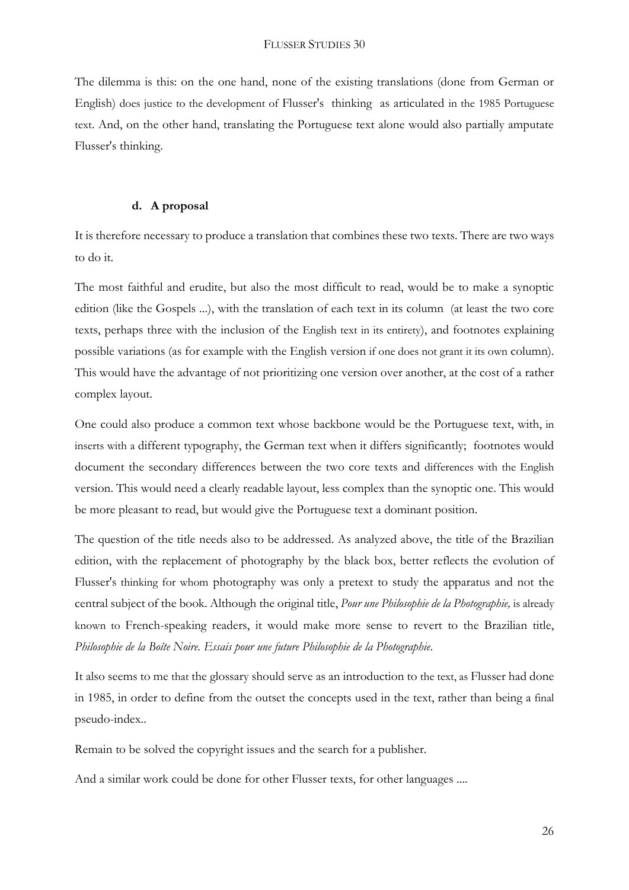The dilemma is this: on the one hand, none of the existing translations (done from German or English) does justice to the development of Flusser's thinking as articulated in the 1985 Portuguese text. And, on the other hand, translating the Portuguese text alone would also partially amputate Flusser's thinking.

### d. A proposal

It is therefore necessary to produce a translation that combines these two texts. There are two ways to do it.

The most faithful and erudite, but also the most difficult to read, would be to make a synoptic edition (like the Gospels ...), with the translation of each text in its column (at least the two core texts, perhaps three with the inclusion of the English text in its entirety), and footnotes explaining possible variations (as for example with the English version if one does not grant it its own column). This would have the advantage of not prioritizing one version over another, at the cost of a rather complex layout.

One could also produce a common text whose backbone would be the Portuguese text, with, in inserts with a different typography, the German text when it differs significantly; footnotes would document the secondary differences between the two core texts and differences with the English version. This would need a clearly readable layout, less complex than the synoptic one. This would be more pleasant to read, but would give the Portuguese text a dominant position.

The question of the title needs also to be addressed. As analyzed above, the title of the Brazilian edition, with the replacement of photography by the black box, better reflects the evolution of Flusser's thinking for whom photography was only a pretext to study the apparatus and not the central subject of the book. Although the original title, *Pour une Philosophie de la Photographie,* is already known to French-speaking readers, it would make more sense to revert to the Brazilian title, *Philosophie de la Boîte Noire. Essais pour une future Philosophie de la Photographie*.

It also seems to me that the glossary should serve as an introduction to the text, as Flusser had done in 1985, in order to define from the outset the concepts used in the text, rather than being a final pseudo-index..

Remain to be solved the copyright issues and the search for a publisher.

And a similar work could be done for other Flusser texts, for other languages ....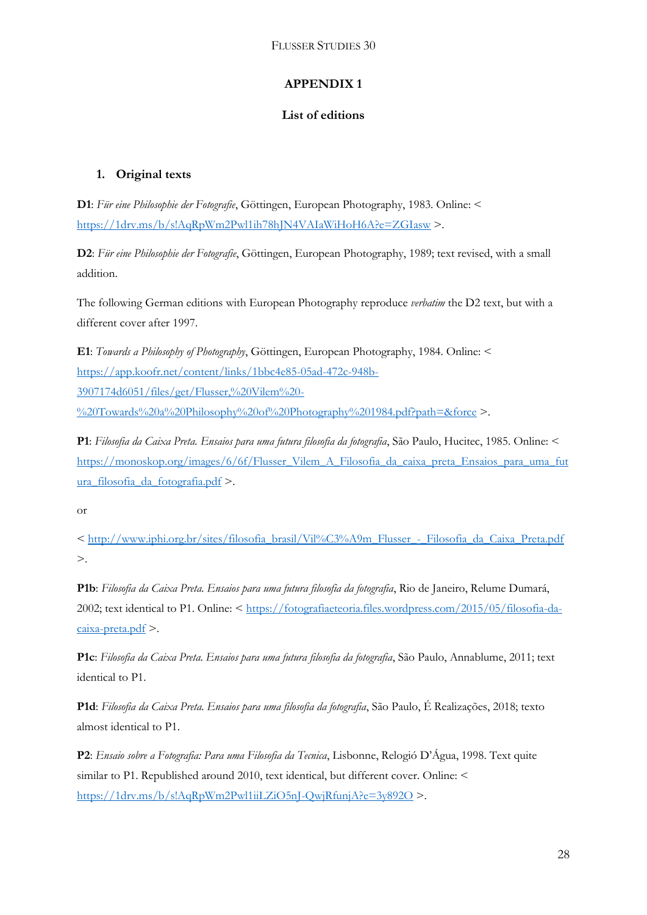# APPENDIX 1

## List of editions

### 1. Original texts

**D1**: *Für eine Philosophie der Fotografie*, Göttingen, European Photography, 1983. Online: < https://1drv.ms/b/s!AqRpWm2Pwl1ih78hJN4VAIaWiHoH6A?e=ZGIasw >.

**D2**: *Für eine Philosophie der Fotografie*, Göttingen, European Photography, 1989; text revised, with a small addition.

The following German editions with European Photography reproduce *verbatim* the D2 text, but with a different cover after 1997.

**E1**: *Towards a Philosophy of Photography*, Göttingen, European Photography, 1984. Online: < https://app.koofr.net/content/links/1bbc4e85-05ad-472c-948b-3907174d6051/files/get/Flusser,%20Vilem%20-%20Towards%20a%20Philosophy%20of%20Photography%201984.pdf?path=&force >.

**P1**: *Filosofia da Caixa Preta. Ensaios para uma futura filosofia da fotografia*, São Paulo, Hucitec, 1985. Online: < https://monoskop.org/images/6/6f/Flusser_Vilem_A_Filosofia_da_caixa_preta_Ensaios_para_uma_futura_filosofia_da_fotografia.pdf >.

or

< http://www.iphi.org.br/sites/filosofia_brasil/Vil%C3%A9m_Flusser_-_Filosofia_da_Caixa_Preta.pdf >.

**P1b**: *Filosofia da Caixa Preta. Ensaios para uma futura filosofia da fotografia*, Rio de Janeiro, Relume Dumará, 2002; text identical to P1. Online: < https://fotografiaeteoria.files.wordpress.com/2015/05/filosofia-da-caixa-preta.pdf >.

**P1c**: *Filosofia da Caixa Preta. Ensaios para uma futura filosofia da fotografia*, São Paulo, Annablume, 2011; text identical to P1.

**P1d**: *Filosofia da Caixa Preta. Ensaios para uma filosofia da fotografia*, São Paulo, É Realizações, 2018; texto almost identical to P1.

**P2**: *Ensaio sobre a Fotografia: Para uma Filosofia da Tecnica*, Lisbonne, Relogió D'Água, 1998. Text quite similar to P1. Republished around 2010, text identical, but different cover. Online: < https://1drv.ms/b/s!AqRpWm2Pwl1iiLZiO5nJ-QwjRfunjA?e=3y892O >.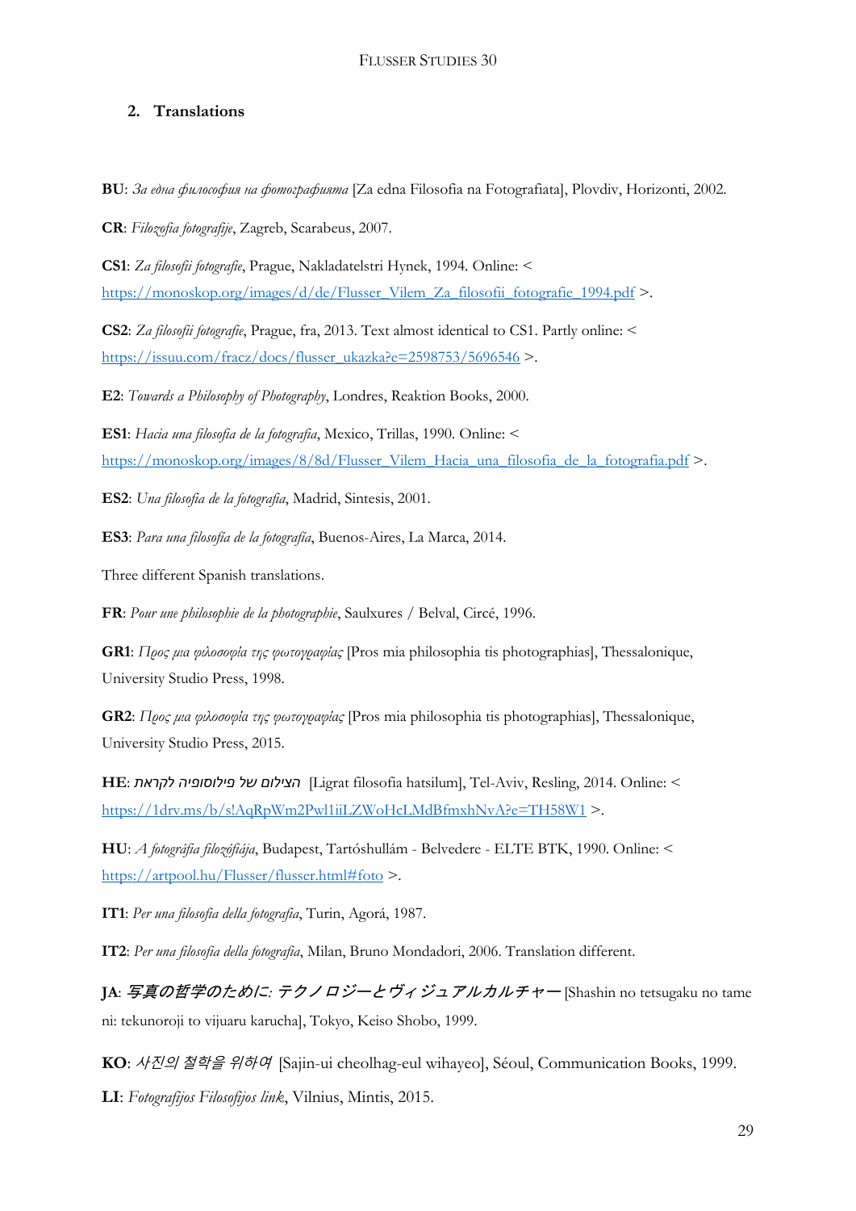## 2. Translations

**BU**: *За една философия на фотографията* [Za edna Filosofia na Fotografiata], Plovdiv, Horizonti, 2002.

**CR**: *Filozofia fotografije*, Zagreb, Scarabeus, 2007.

**CS1**: *Za filosofii fotografie*, Prague, Nakladatelstri Hynek, 1994. Online: < https://monoskop.org/images/d/de/Flusser_Vilem_Za_filosofii_fotografie_1994.pdf >.

**CS2**: *Za filosofii fotografie*, Prague, fra, 2013. Text almost identical to CS1. Partly online: < https://issuu.com/fracz/docs/flusser_ukazka?e=2598753/5696546 >.

**E2**: *Towards a Philosophy of Photography*, Londres, Reaktion Books, 2000.

**ES1**: *Hacia una filosofia de la fotografia*, Mexico, Trillas, 1990. Online: < https://monoskop.org/images/8/8d/Flusser_Vilem_Hacia_una_filosofia_de_la_fotografia.pdf >.

**ES2**: *Una filosofia de la fotografia*, Madrid, Sintesis, 2001.

**ES3**: *Para una filosofía de la fotografía*, Buenos-Aires, La Marca, 2014.

Three different Spanish translations.

**FR**: *Pour une philosophie de la photographie*, Saulxures / Belval, Circé, 1996.

**GR1**: *Προς μια φιλοσοφία της φωτογραφίας* [Pros mia philosophia tis photographias], Thessalonique, University Studio Press, 1998.

**GR2**: *Προς μια φιλοσοφία της φωτογραφίας* [Pros mia philosophia tis photographias], Thessalonique, University Studio Press, 2015.

**HE**: *לקראת פילוסופיה של הצילום* [Ligrat filosofia hatsilum], Tel-Aviv, Resling, 2014. Online: < https://1drv.ms/b/s!AqRpWm2Pwl1iiLZWoHcLMdBfmxhNvA?e=TH58W1 >.

**HU**: *A fotográfia filozófiája*, Budapest, Tartóshullám - Belvedere - ELTE BTK, 1990. Online: < https://artpool.hu/Flusser/flusser.html#foto >.

**IT1**: *Per una filosofia della fotografia*, Turin, Agorá, 1987.

**IT2**: *Per una filosofia della fotografia*, Milan, Bruno Mondadori, 2006. Translation different.

**JA**: *写真の哲学のために: テクノロジーとヴィジュアルカルチャー* [Shashin no tetsugaku no tame ni: tekunoroji to vijuaru karucha], Tokyo, Keiso Shobo, 1999.

**KO**: *사진의 철학을 위하여* [Sajin-ui cheolhag-eul wihayeo], Séoul, Communication Books, 1999.

**LI**: *Fotografijos Filosofijos link*, Vilnius, Mintis, 2015.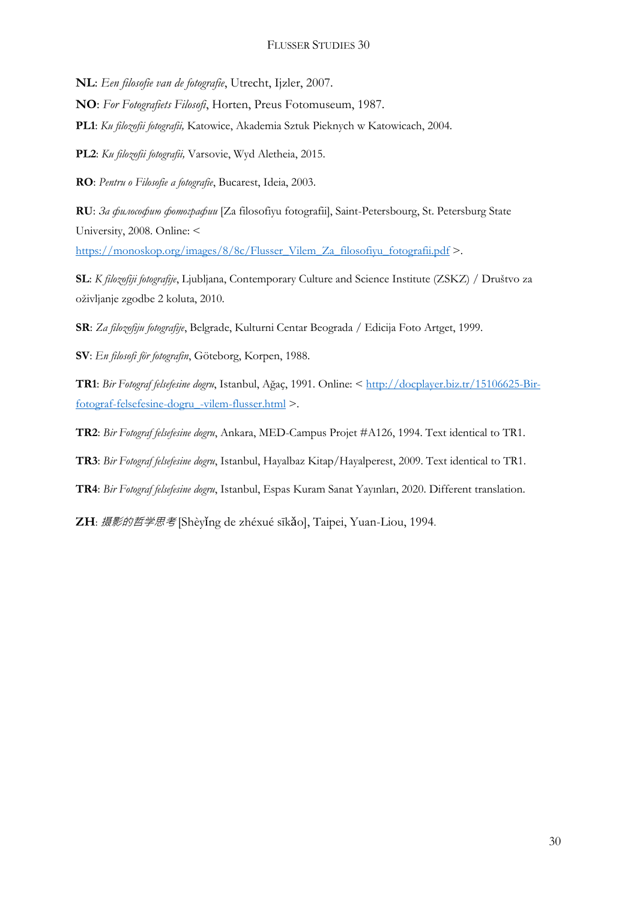**NL**: *Een filosofie van de fotografie*, Utrecht, Ijzler, 2007.

**NO**: *For Fotografiets Filosofi*, Horten, Preus Fotomuseum, 1987.

**PL1**: *Ku filozofii fotografii,* Katowice, Akademia Sztuk Pieknych w Katowicach, 2004.

**PL2**: *Ku filozofii fotografii,* Varsovie, Wyd Aletheia, 2015.

**RO**: *Pentru o Filosofie a fotografie*, Bucarest, Ideia, 2003.

**RU**: *За философию фотографии* [Za filosofiyu fotografii], Saint-Petersbourg, St. Petersburg State University, 2008. Online: < https://monoskop.org/images/8/8c/Flusser_Vilem_Za_filosofiyu_fotografii.pdf >.

**SL**: *K filozofiji fotografije*, Ljubljana, Contemporary Culture and Science Institute (ZSKZ) / Društvo za oživljanje zgodbe 2 koluta, 2010.

**SR**: *Za filozofiju fotografije*, Belgrade, Kulturni Centar Beograda / Edicija Foto Artget, 1999.

**SV**: *En filosofi för fotografin*, Göteborg, Korpen, 1988.

**TR1**: *Bir Fotograf felsefesine dogru*, Istanbul, Ağaç, 1991. Online: < http://docplayer.biz.tr/15106625-Bir-fotograf-felsefesine-dogru_-vilem-flusser.html >.

**TR2**: *Bir Fotograf felsefesine dogru*, Ankara, MED-Campus Projet #A126, 1994. Text identical to TR1.

**TR3**: *Bir Fotograf felsefesine dogru*, Istanbul, Hayalbaz Kitap/Hayalperest, 2009. Text identical to TR1.

**TR4**: *Bir Fotograf felsefesine dogru*, Istanbul, Espas Kuram Sanat Yayınları, 2020. Different translation.

**ZH**: *摄影的哲学思考* [Shèyǐng de zhéxué sīkǎo], Taipei, Yuan-Liou, 1994.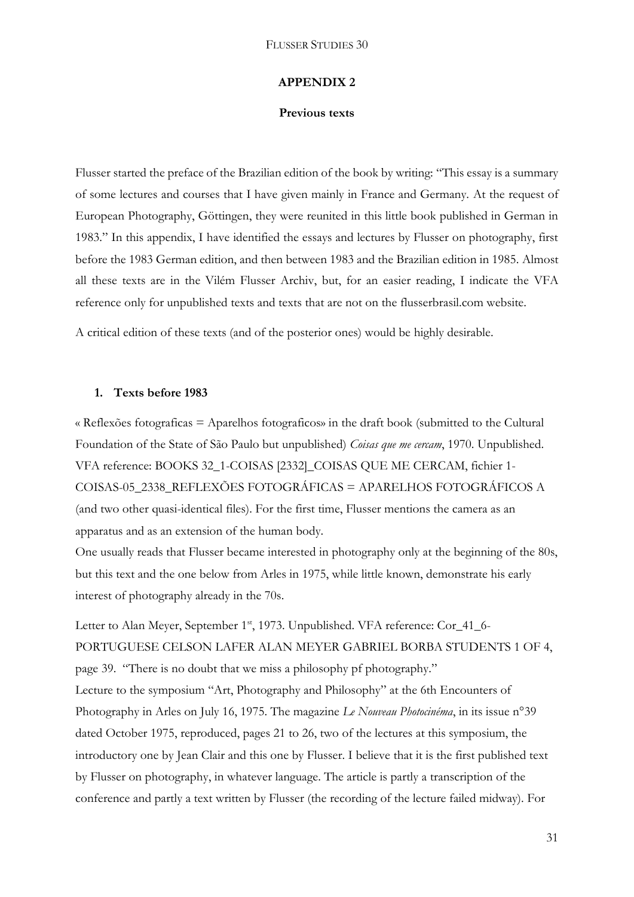## APPENDIX 2

### Previous texts

Flusser started the preface of the Brazilian edition of the book by writing: "This essay is a summary of some lectures and courses that I have given mainly in France and Germany. At the request of European Photography, Göttingen, they were reunited in this little book published in German in 1983." In this appendix, I have identified the essays and lectures by Flusser on photography, first before the 1983 German edition, and then between 1983 and the Brazilian edition in 1985. Almost all these texts are in the Vilém Flusser Archiv, but, for an easier reading, I indicate the VFA reference only for unpublished texts and texts that are not on the flusserbrasil.com website.

A critical edition of these texts (and of the posterior ones) would be highly desirable.

#### 1. Texts before 1983

« Reflexões fotograficas = Aparelhos fotograficos» in the draft book (submitted to the Cultural Foundation of the State of São Paulo but unpublished) *Coisas que me cercam*, 1970. Unpublished. VFA reference: BOOKS 32_1-COISAS [2332]_COISAS QUE ME CERCAM, fichier 1-COISAS-05_2338_REFLEXÕES FOTOGRÁFICAS = APARELHOS FOTOGRÁFICOS A (and two other quasi-identical files). For the first time, Flusser mentions the camera as an apparatus and as an extension of the human body.

One usually reads that Flusser became interested in photography only at the beginning of the 80s, but this text and the one below from Arles in 1975, while little known, demonstrate his early interest of photography already in the 70s.

Letter to Alan Meyer, September 1st, 1973. Unpublished. VFA reference: Cor_41_6-PORTUGUESE CELSON LAFER ALAN MEYER GABRIEL BORBA STUDENTS 1 OF 4, page 39. "There is no doubt that we miss a philosophy pf photography."

Lecture to the symposium "Art, Photography and Philosophy" at the 6th Encounters of Photography in Arles on July 16, 1975. The magazine *Le Nouveau Photocinéma*, in its issue n°39 dated October 1975, reproduced, pages 21 to 26, two of the lectures at this symposium, the introductory one by Jean Clair and this one by Flusser. I believe that it is the first published text by Flusser on photography, in whatever language. The article is partly a transcription of the conference and partly a text written by Flusser (the recording of the lecture failed midway). For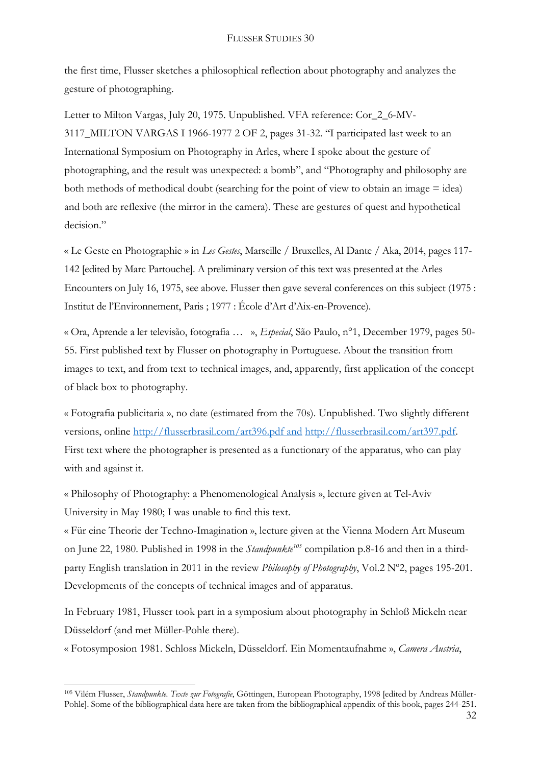the first time, Flusser sketches a philosophical reflection about photography and analyzes the gesture of photographing.

Letter to Milton Vargas, July 20, 1975. Unpublished. VFA reference: Cor_2_6-MV-3117_MILTON VARGAS I 1966-1977 2 OF 2, pages 31-32. "I participated last week to an International Symposium on Photography in Arles, where I spoke about the gesture of photographing, and the result was unexpected: a bomb", and "Photography and philosophy are both methods of methodical doubt (searching for the point of view to obtain an image = idea) and both are reflexive (the mirror in the camera). These are gestures of quest and hypothetical decision."

« Le Geste en Photographie » in *Les Gestes*, Marseille / Bruxelles, Al Dante / Aka, 2014, pages 117-142 [edited by Marc Partouche]. A preliminary version of this text was presented at the Arles Encounters on July 16, 1975, see above. Flusser then gave several conferences on this subject (1975 : Institut de l'Environnement, Paris ; 1977 : École d'Art d'Aix-en-Provence).

« Ora, Aprende a ler televisão, fotografia … », *Especial*, São Paulo, n°1, December 1979, pages 50-55. First published text by Flusser on photography in Portuguese. About the transition from images to text, and from text to technical images, and, apparently, first application of the concept of black box to photography.

« Fotografia publicitaria », no date (estimated from the 70s). Unpublished. Two slightly different versions, online http://flusserbrasil.com/art396.pdf and http://flusserbrasil.com/art397.pdf. First text where the photographer is presented as a functionary of the apparatus, who can play with and against it.

« Philosophy of Photography: a Phenomenological Analysis », lecture given at Tel-Aviv University in May 1980; I was unable to find this text.

« Für eine Theorie der Techno-Imagination », lecture given at the Vienna Modern Art Museum on June 22, 1980. Published in 1998 in the *Standpunkte*[105] compilation p.8-16 and then in a third-party English translation in 2011 in the review *Philosophy of Photography*, Vol.2 Nº2, pages 195-201. Developments of the concepts of technical images and of apparatus.

In February 1981, Flusser took part in a symposium about photography in Schloß Mickeln near Düsseldorf (and met Müller-Pohle there).

« Fotosymposion 1981. Schloss Mickeln, Düsseldorf. Ein Momentaufnahme », *Camera Austria*,

---

[105] Vilém Flusser, *Standpunkte. Texte zur Fotografie*, Göttingen, European Photography, 1998 [edited by Andreas Müller-Pohle]. Some of the bibliographical data here are taken from the bibliographical appendix of this book, pages 244-251.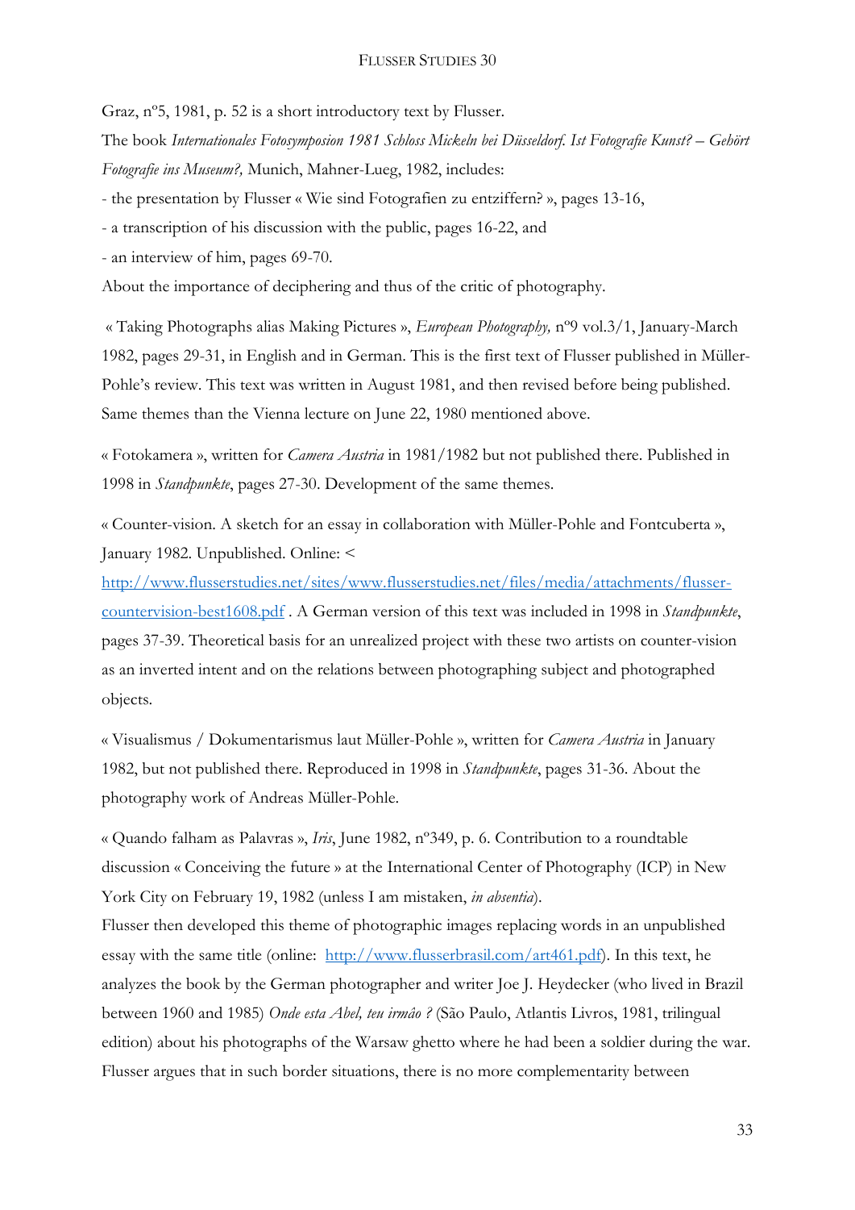Graz, nº5, 1981, p. 52 is a short introductory text by Flusser.

The book *Internationales Fotosymposion 1981 Schloss Mickeln bei Düsseldorf. Ist Fotografie Kunst? – Gehört Fotografie ins Museum?,* Munich, Mahner-Lueg, 1982, includes:

- the presentation by Flusser « Wie sind Fotografien zu entziffern? », pages 13-16,
- a transcription of his discussion with the public, pages 16-22, and
- an interview of him, pages 69-70.

About the importance of deciphering and thus of the critic of photography.

« Taking Photographs alias Making Pictures », *European Photography,* nº9 vol.3/1, January-March 1982, pages 29-31, in English and in German. This is the first text of Flusser published in Müller-Pohle's review. This text was written in August 1981, and then revised before being published. Same themes than the Vienna lecture on June 22, 1980 mentioned above.

« Fotokamera », written for *Camera Austria* in 1981/1982 but not published there. Published in 1998 in *Standpunkte*, pages 27-30. Development of the same themes.

« Counter-vision. A sketch for an essay in collaboration with Müller-Pohle and Fontcuberta », January 1982. Unpublished. Online: < http://www.flusserstudies.net/sites/www.flusserstudies.net/files/media/attachments/flusser-countervision-best1608.pdf . A German version of this text was included in 1998 in *Standpunkte*, pages 37-39. Theoretical basis for an unrealized project with these two artists on counter-vision as an inverted intent and on the relations between photographing subject and photographed objects.

« Visualismus / Dokumentarismus laut Müller-Pohle », written for *Camera Austria* in January 1982, but not published there. Reproduced in 1998 in *Standpunkte*, pages 31-36. About the photography work of Andreas Müller-Pohle.

« Quando falham as Palavras », *Iris*, June 1982, nº349, p. 6. Contribution to a roundtable discussion « Conceiving the future » at the International Center of Photography (ICP) in New York City on February 19, 1982 (unless I am mistaken, *in absentia*).

Flusser then developed this theme of photographic images replacing words in an unpublished essay with the same title (online: http://www.flusserbrasil.com/art461.pdf). In this text, he analyzes the book by the German photographer and writer Joe J. Heydecker (who lived in Brazil between 1960 and 1985) *Onde esta Abel, teu irmâo ?* (São Paulo, Atlantis Livros, 1981, trilingual edition) about his photographs of the Warsaw ghetto where he had been a soldier during the war. Flusser argues that in such border situations, there is no more complementarity between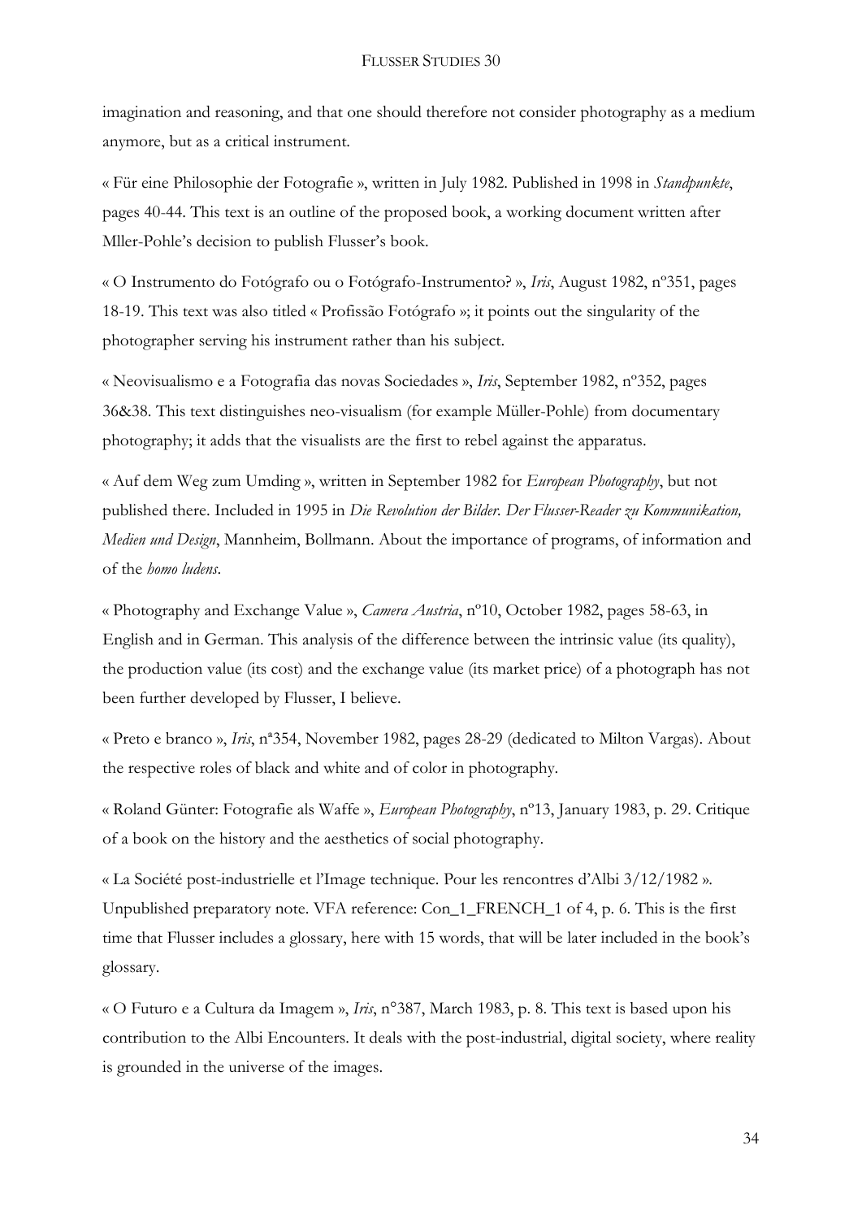imagination and reasoning, and that one should therefore not consider photography as a medium anymore, but as a critical instrument.

« Für eine Philosophie der Fotografie », written in July 1982. Published in 1998 in *Standpunkte*, pages 40-44. This text is an outline of the proposed book, a working document written after Mller-Pohle's decision to publish Flusser's book.

« O Instrumento do Fotógrafo ou o Fotógrafo-Instrumento? », *Iris*, August 1982, nº351, pages 18-19. This text was also titled « Profissão Fotógrafo »; it points out the singularity of the photographer serving his instrument rather than his subject.

« Neovisualismo e a Fotografia das novas Sociedades », *Iris*, September 1982, nº352, pages 36&38. This text distinguishes neo-visualism (for example Müller-Pohle) from documentary photography; it adds that the visualists are the first to rebel against the apparatus.

« Auf dem Weg zum Umding », written in September 1982 for *European Photography*, but not published there. Included in 1995 in *Die Revolution der Bilder. Der Flusser-Reader zu Kommunikation, Medien und Design*, Mannheim, Bollmann. About the importance of programs, of information and of the *homo ludens*.

« Photography and Exchange Value », *Camera Austria*, nº10, October 1982, pages 58-63, in English and in German. This analysis of the difference between the intrinsic value (its quality), the production value (its cost) and the exchange value (its market price) of a photograph has not been further developed by Flusser, I believe.

« Preto e branco », *Iris*, nª354, November 1982, pages 28-29 (dedicated to Milton Vargas). About the respective roles of black and white and of color in photography.

« Roland Günter: Fotografie als Waffe », *European Photography*, nº13, January 1983, p. 29. Critique of a book on the history and the aesthetics of social photography.

« La Société post-industrielle et l'Image technique. Pour les rencontres d'Albi 3/12/1982 ». Unpublished preparatory note. VFA reference: Con_1_FRENCH_1 of 4, p. 6. This is the first time that Flusser includes a glossary, here with 15 words, that will be later included in the book's glossary.

« O Futuro e a Cultura da Imagem », *Iris*, n°387, March 1983, p. 8. This text is based upon his contribution to the Albi Encounters. It deals with the post-industrial, digital society, where reality is grounded in the universe of the images.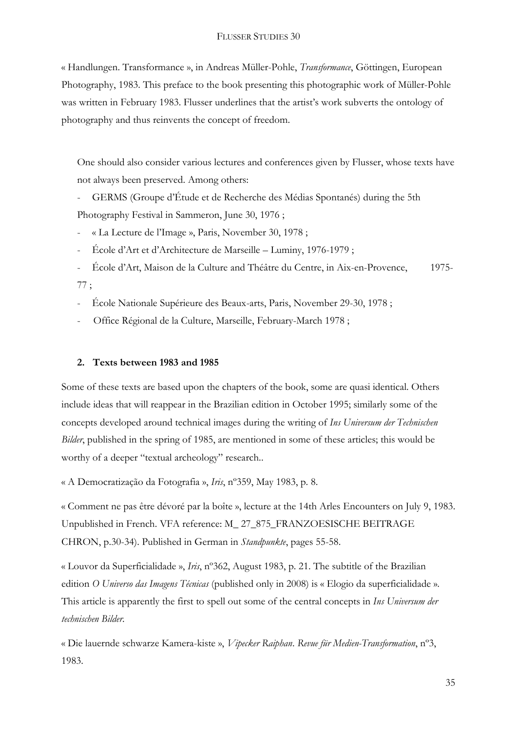« Handlungen. Transformance », in Andreas Müller-Pohle, *Transformance*, Göttingen, European Photography, 1983. This preface to the book presenting this photographic work of Müller-Pohle was written in February 1983. Flusser underlines that the artist's work subverts the ontology of photography and thus reinvents the concept of freedom.

One should also consider various lectures and conferences given by Flusser, whose texts have not always been preserved. Among others:

- GERMS (Groupe d'Étude et de Recherche des Médias Spontanés) during the 5th Photography Festival in Sammeron, June 30, 1976 ;
- « La Lecture de l'Image », Paris, November 30, 1978 ;
- École d'Art et d'Architecture de Marseille – Luminy, 1976-1979 ;
- École d'Art, Maison de la Culture and Théâtre du Centre, in Aix-en-Provence, 1975-77 ;
- École Nationale Supérieure des Beaux-arts, Paris, November 29-30, 1978 ;
- Office Régional de la Culture, Marseille, February-March 1978 ;

## 2. Texts between 1983 and 1985

Some of these texts are based upon the chapters of the book, some are quasi identical. Others include ideas that will reappear in the Brazilian edition in October 1995; similarly some of the concepts developed around technical images during the writing of *Ins Universum der Technischen Bilder*, published in the spring of 1985, are mentioned in some of these articles; this would be worthy of a deeper "textual archeology" research..

« A Democratização da Fotografia », *Iris*, nº359, May 1983, p. 8.

« Comment ne pas être dévoré par la boîte », lecture at the 14th Arles Encounters on July 9, 1983. Unpublished in French. VFA reference: M_ 27_875_FRANZOESISCHE BEITRAGE CHRON, p.30-34). Published in German in *Standpunkte*, pages 55-58.

« Louvor da Superficialidade », *Iris*, nº362, August 1983, p. 21. The subtitle of the Brazilian edition *O Universo das Imagens Técnicas* (published only in 2008) is « Elogio da superficialidade ». This article is apparently the first to spell out some of the central concepts in *Ins Universum der technischen Bilder*.

« Die lauernde schwarze Kamera-kiste », *Vipecker Raiphan. Revue für Medien-Transformation*, nº3, 1983.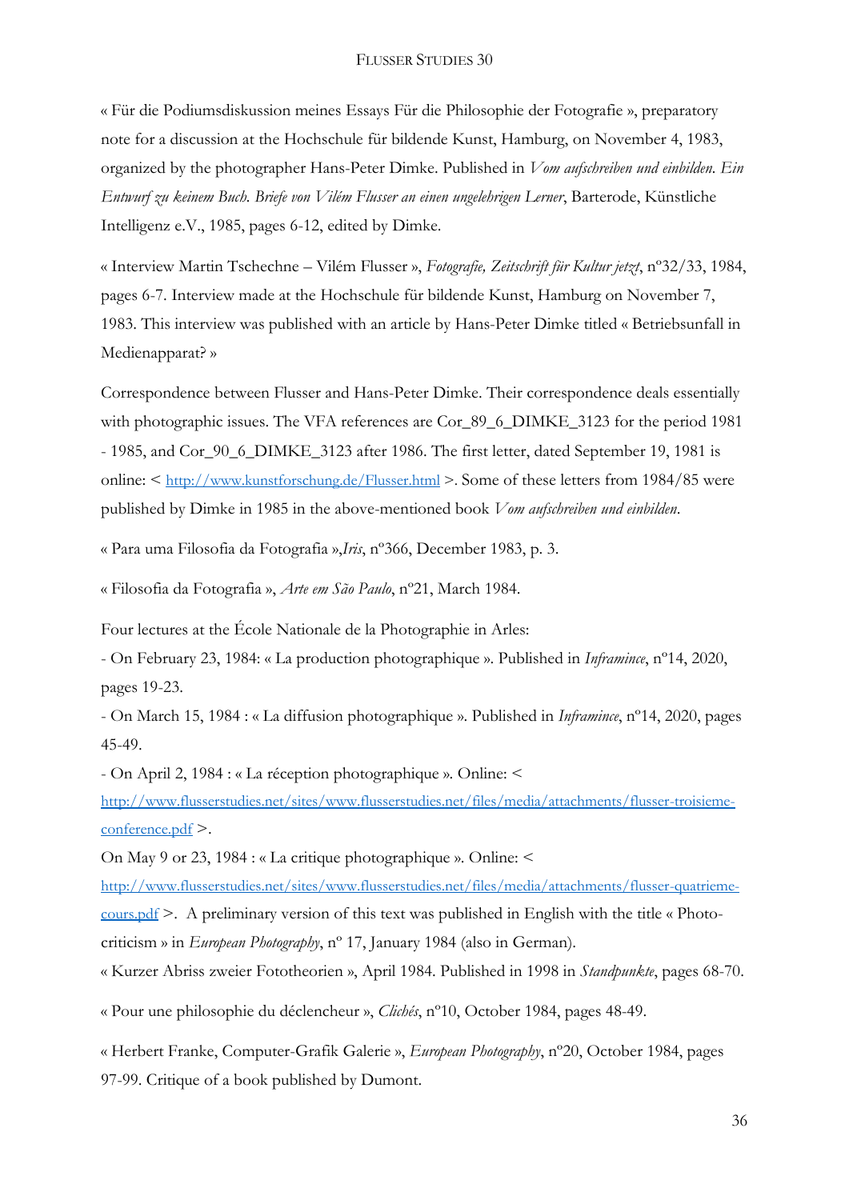« Für die Podiumsdiskussion meines Essays Für die Philosophie der Fotografie », preparatory note for a discussion at the Hochschule für bildende Kunst, Hamburg, on November 4, 1983, organized by the photographer Hans-Peter Dimke. Published in *Vom aufschreiben und einbilden. Ein Entwurf zu keinem Buch. Briefe von Vilém Flusser an einen ungelehrigen Lerner*, Barterode, Künstliche Intelligenz e.V., 1985, pages 6-12, edited by Dimke.

« Interview Martin Tschechne – Vilém Flusser », *Fotografie, Zeitschrift für Kultur jetzt*, nº32/33, 1984, pages 6-7. Interview made at the Hochschule für bildende Kunst, Hamburg on November 7, 1983. This interview was published with an article by Hans-Peter Dimke titled « Betriebsunfall in Medienapparat? »

Correspondence between Flusser and Hans-Peter Dimke. Their correspondence deals essentially with photographic issues. The VFA references are Cor_89_6_DIMKE_3123 for the period 1981 - 1985, and Cor_90_6_DIMKE_3123 after 1986. The first letter, dated September 19, 1981 is online: < http://www.kunstforschung.de/Flusser.html >. Some of these letters from 1984/85 were published by Dimke in 1985 in the above-mentioned book *Vom aufschreiben und einbilden*.

« Para uma Filosofia da Fotografia »,*Iris*, nº366, December 1983, p. 3.

« Filosofia da Fotografia », *Arte em São Paulo*, nº21, March 1984.

Four lectures at the École Nationale de la Photographie in Arles:
- On February 23, 1984: « La production photographique ». Published in *Inframince*, nº14, 2020, pages 19-23.
- On March 15, 1984 : « La diffusion photographique ». Published in *Inframince*, nº14, 2020, pages 45-49.
- On April 2, 1984 : « La réception photographique ». Online: < http://www.flusserstudies.net/sites/www.flusserstudies.net/files/media/attachments/flusser-troisieme-conference.pdf >.

On May 9 or 23, 1984 : « La critique photographique ». Online: < http://www.flusserstudies.net/sites/www.flusserstudies.net/files/media/attachments/flusser-quatrieme-cours.pdf >. A preliminary version of this text was published in English with the title « Photo-criticism » in *European Photography*, nº 17, January 1984 (also in German).

« Kurzer Abriss zweier Fototheorien », April 1984. Published in 1998 in *Standpunkte*, pages 68-70.

« Pour une philosophie du déclencheur », *Clichés*, nº10, October 1984, pages 48-49.

« Herbert Franke, Computer-Grafik Galerie », *European Photography*, nº20, October 1984, pages 97-99. Critique of a book published by Dumont.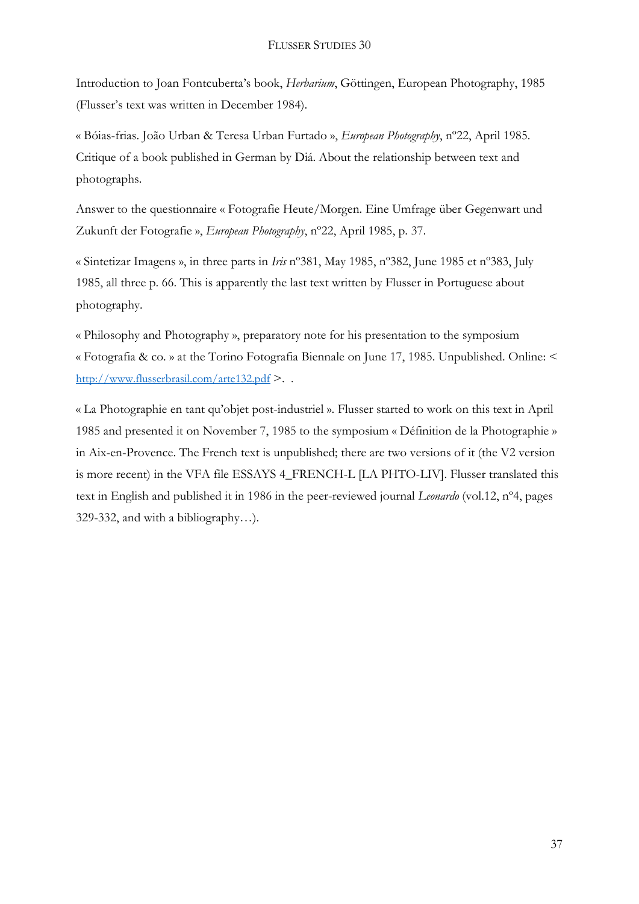Introduction to Joan Fontcuberta's book, *Herbarium*, Göttingen, European Photography, 1985 (Flusser's text was written in December 1984).

« Bóias-frias. João Urban & Teresa Urban Furtado », *European Photography*, nº22, April 1985. Critique of a book published in German by Diá. About the relationship between text and photographs.

Answer to the questionnaire « Fotografie Heute/Morgen. Eine Umfrage über Gegenwart und Zukunft der Fotografie », *European Photography*, nº22, April 1985, p. 37.

« Sintetizar Imagens », in three parts in *Iris* nº381, May 1985, nº382, June 1985 et nº383, July 1985, all three p. 66. This is apparently the last text written by Flusser in Portuguese about photography.

« Philosophy and Photography », preparatory note for his presentation to the symposium « Fotografia & co. » at the Torino Fotografia Biennale on June 17, 1985. Unpublished. Online: < http://www.flusserbrasil.com/arte132.pdf >. .

« La Photographie en tant qu'objet post-industriel ». Flusser started to work on this text in April 1985 and presented it on November 7, 1985 to the symposium « Définition de la Photographie » in Aix-en-Provence. The French text is unpublished; there are two versions of it (the V2 version is more recent) in the VFA file ESSAYS 4_FRENCH-L [LA PHTO-LIV]. Flusser translated this text in English and published it in 1986 in the peer-reviewed journal *Leonardo* (vol.12, nº4, pages 329-332, and with a bibliography…).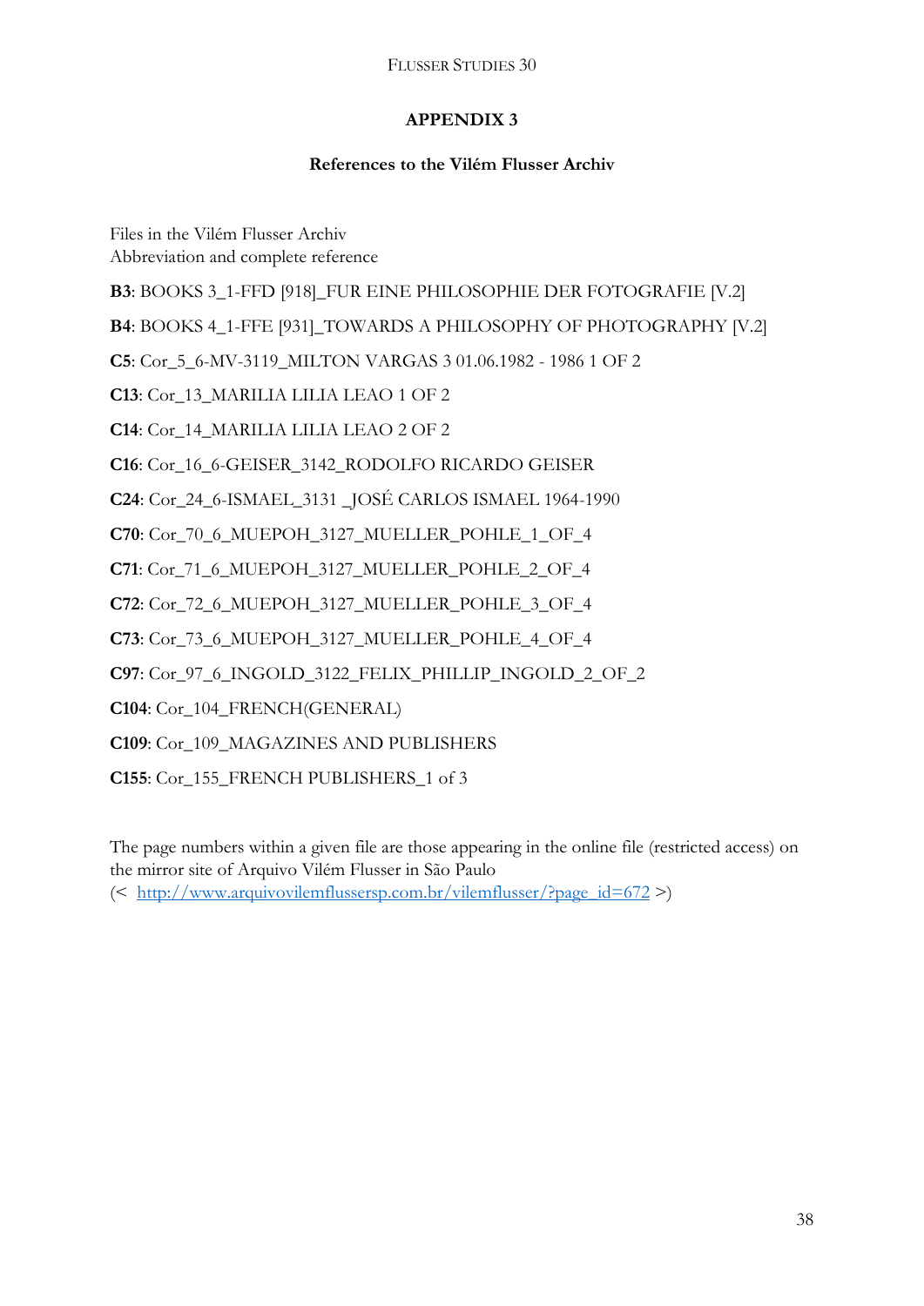## APPENDIX 3

### References to the Vilém Flusser Archiv

Files in the Vilém Flusser Archiv
Abbreviation and complete reference

**B3**: BOOKS 3_1-FFD [918]_FUR EINE PHILOSOPHIE DER FOTOGRAFIE [V.2]

**B4**: BOOKS 4_1-FFE [931]_TOWARDS A PHILOSOPHY OF PHOTOGRAPHY [V.2]

**C5**: Cor_5_6-MV-3119_MILTON VARGAS 3 01.06.1982 - 1986 1 OF 2

**C13**: Cor_13_MARILIA LILIA LEAO 1 OF 2

**C14**: Cor_14_MARILIA LILIA LEAO 2 OF 2

**C16**: Cor_16_6-GEISER_3142_RODOLFO RICARDO GEISER

**C24**: Cor_24_6-ISMAEL_3131 _JOSÉ CARLOS ISMAEL 1964-1990

**C70**: Cor_70_6_MUEPOH_3127_MUELLER_POHLE_1_OF_4

**C71**: Cor_71_6_MUEPOH_3127_MUELLER_POHLE_2_OF_4

**C72**: Cor_72_6_MUEPOH_3127_MUELLER_POHLE_3_OF_4

**C73**: Cor_73_6_MUEPOH_3127_MUELLER_POHLE_4_OF_4

**C97**: Cor_97_6_INGOLD_3122_FELIX_PHILLIP_INGOLD_2_OF_2

**C104**: Cor_104_FRENCH(GENERAL)

**C109**: Cor_109_MAGAZINES AND PUBLISHERS

**C155**: Cor_155_FRENCH PUBLISHERS_1 of 3

The page numbers within a given file are those appearing in the online file (restricted access) on the mirror site of Arquivo Vilém Flusser in São Paulo
(< http://www.arquivovilemflussersp.com.br/vilemflusser/?page_id=672 >)